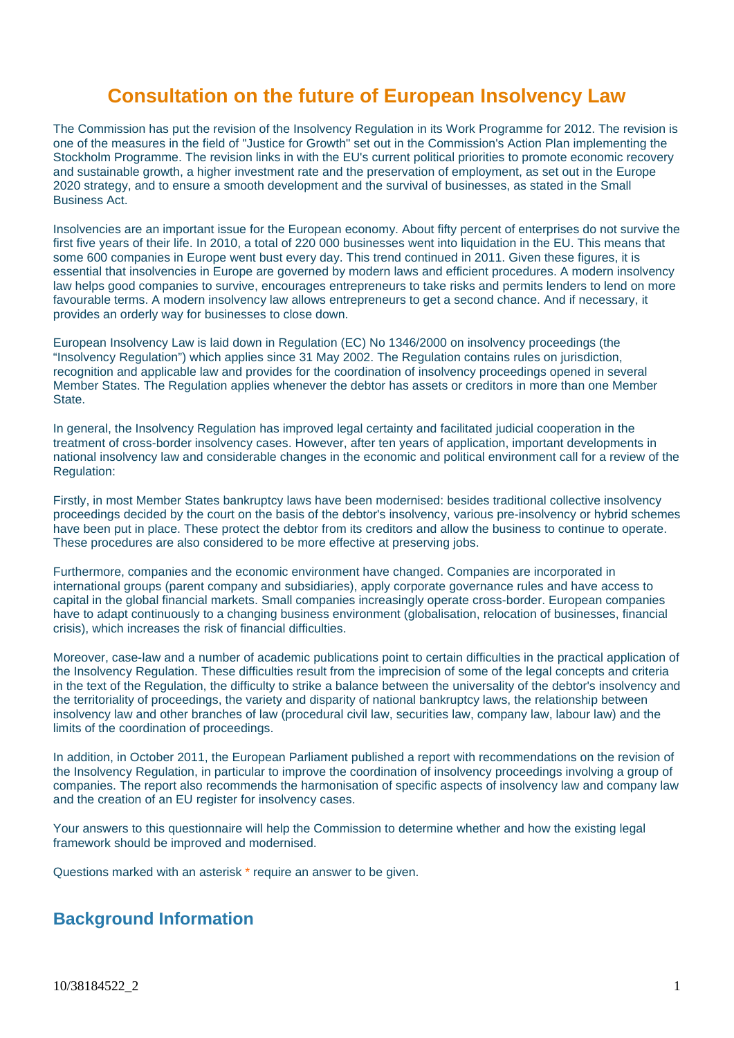# Consultation on the future of European Insolvency Law

The Commission has put the revision of the Insolvency Regulation in its Work Programme for 2012. The revision is one of the measures in the field of "Justice for Growth" set out in the Commission's Action Plan implementing the Stockholm Programme. The revision links in with the EU's current political priorities to promote economic recovery and sustainable growth, a higher investment rate and the preservation of employment, as set out in the Europe 2020 strategy, and to ensure a smooth development and the survival of businesses, as stated in the Small Business Act.

Insolvencies are an important issue for the European economy. About fifty percent of enterprises do not survive the first five years of their life. In 2010, a total of 220 000 businesses went into liquidation in the EU. This means that some 600 companies in Europe went bust every day. This trend continued in 2011. Given these figures, it is essential that insolvencies in Europe are governed by modern laws and efficient procedures. A modern insolvency law helps good companies to survive, encourages entrepreneurs to take risks and permits lenders to lend on more favourable terms. A modern insolvency law allows entrepreneurs to get a second chance. And if necessary, it provides an orderly way for businesses to close down.

European Insolvency Law is laid down in Regulation (EC) No 1346/2000 on insolvency proceedings (the "Insolvency Regulation") which applies since 31 May 2002. The Regulation contains rules on jurisdiction, recognition and applicable law and provides for the coordination of insolvency proceedings opened in several Member States. The Regulation applies whenever the debtor has assets or creditors in more than one Member State.

In general, the Insolvency Regulation has improved legal certainty and facilitated judicial cooperation in the treatment of cross-border insolvency cases. However, after ten years of application, important developments in national insolvency law and considerable changes in the economic and political environment call for a review of the Regulation:

Firstly, in most Member States bankruptcy laws have been modernised: besides traditional collective insolvency proceedings decided by the court on the basis of the debtor's insolvency, various pre-insolvency or hybrid schemes have been put in place. These protect the debtor from its creditors and allow the business to continue to operate. These procedures are also considered to be more effective at preserving jobs.

Furthermore, companies and the economic environment have changed. Companies are incorporated in international groups (parent company and subsidiaries), apply corporate governance rules and have access to capital in the global financial markets. Small companies increasingly operate cross-border. European companies have to adapt continuously to a changing business environment (globalisation, relocation of businesses, financial crisis), which increases the risk of financial difficulties.

Moreover, case-law and a number of academic publications point to certain difficulties in the practical application of the Insolvency Regulation. These difficulties result from the imprecision of some of the legal concepts and criteria in the text of the Regulation, the difficulty to strike a balance between the universality of the debtor's insolvency and the territoriality of proceedings, the variety and disparity of national bankruptcy laws, the relationship between insolvency law and other branches of law (procedural civil law, securities law, company law, labour law) and the limits of the coordination of proceedings.

In addition, in October 2011, the European Parliament published a report with recommendations on the revision of the Insolvency Regulation, in particular to improve the coordination of insolvency proceedings involving a group of companies. The report also recommends the harmonisation of specific aspects of insolvency law and company law and the creation of an EU register for insolvency cases.

Your answers to this questionnaire will help the Commission to determine whether and how the existing legal framework should be improved and modernised.

Questions marked with an asterisk * require an answer to be given.

## Background Information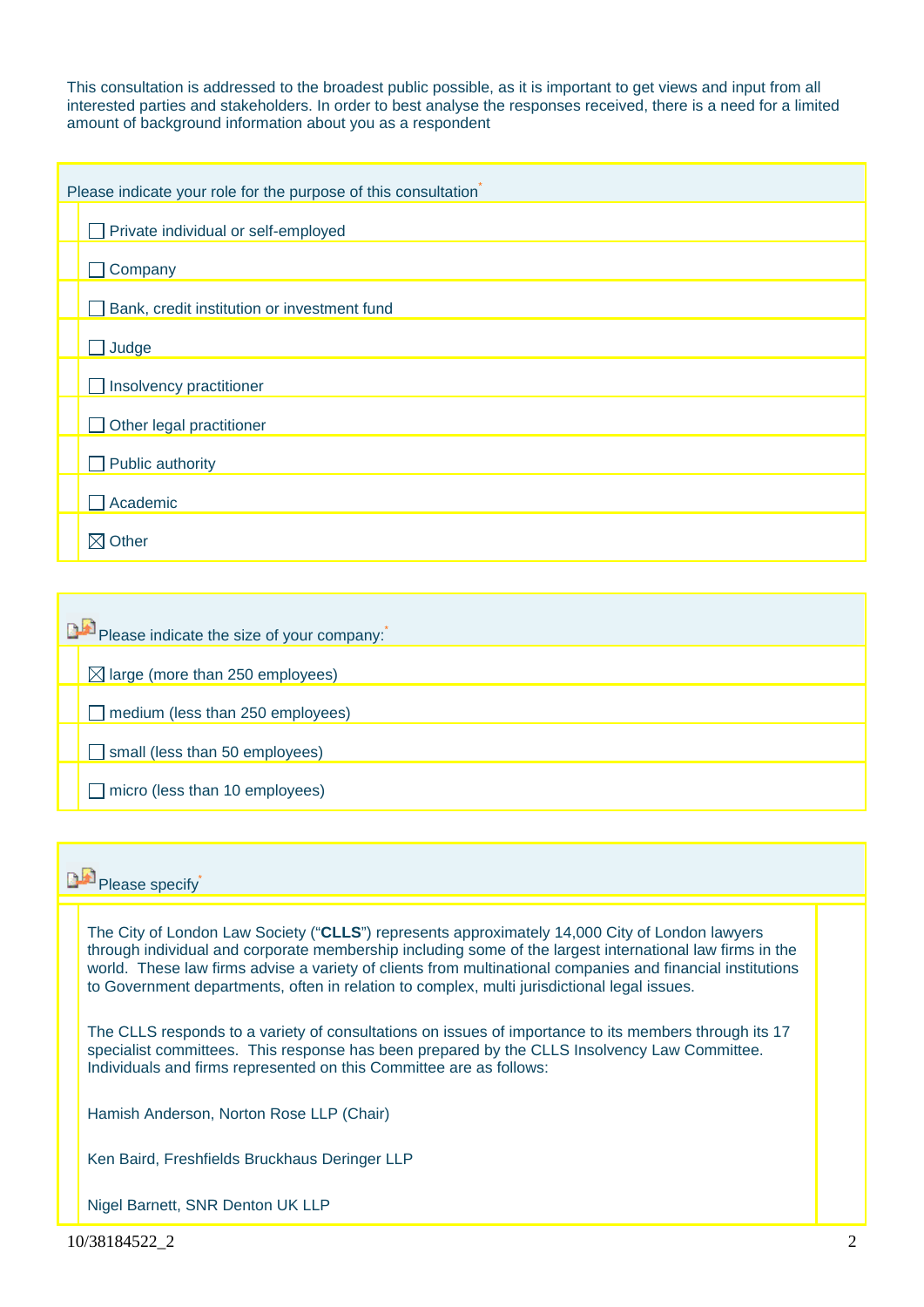This consultation is addressed to the broadest public possible, as it is important to get views and input from all interested parties and stakeholders. In order to best analyse the responses received, there is a need for a limited amount of background information about you as a respondent

| Please indicate your role for the purpose of this consultation* |
|---|
| ☐ Private individual or self-employed |
| ☐ Company |
| ☐ Bank, credit institution or investment fund |
| ☐ Judge |
| ☐ Insolvency practitioner |
| ☐ Other legal practitioner |
| ☐ Public authority |
| ☐ Academic |
| ☒ Other |

| Please indicate the size of your company:* |
|---|
| ☒ large (more than 250 employees) |
| ☐ medium (less than 250 employees) |
| ☐ small (less than 50 employees) |
| ☐ micro (less than 10 employees) |

Please specify*

The City of London Law Society ("**CLLS**") represents approximately 14,000 City of London lawyers through individual and corporate membership including some of the largest international law firms in the world. These law firms advise a variety of clients from multinational companies and financial institutions to Government departments, often in relation to complex, multi jurisdictional legal issues.

The CLLS responds to a variety of consultations on issues of importance to its members through its 17 specialist committees. This response has been prepared by the CLLS Insolvency Law Committee. Individuals and firms represented on this Committee are as follows:

Hamish Anderson, Norton Rose LLP (Chair)

Ken Baird, Freshfields Bruckhaus Deringer LLP

Nigel Barnett, SNR Denton UK LLP

10/38184522_2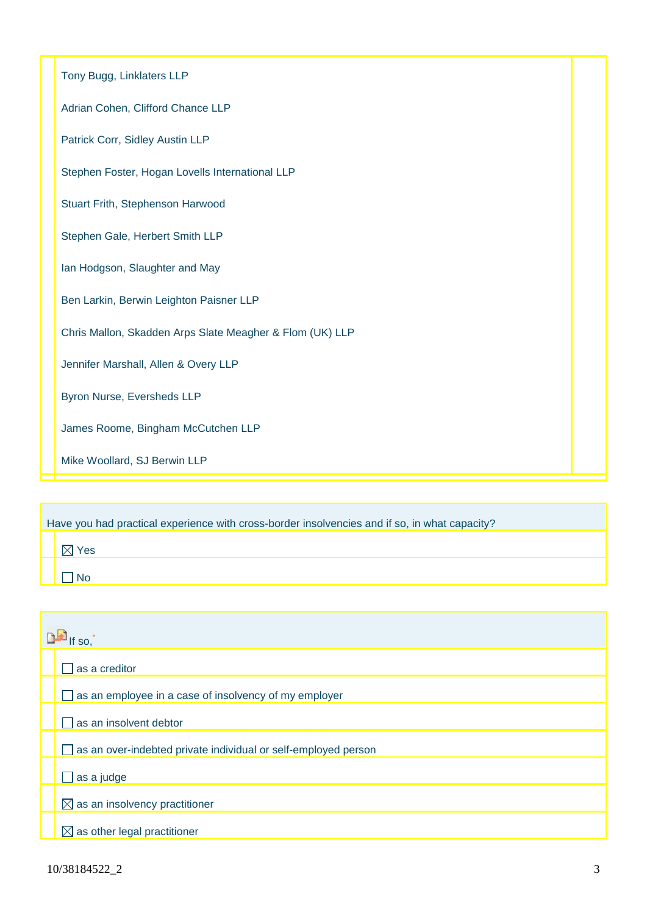Tony Bugg, Linklaters LLP

Adrian Cohen, Clifford Chance LLP

Patrick Corr, Sidley Austin LLP

Stephen Foster, Hogan Lovells International LLP

Stuart Frith, Stephenson Harwood

Stephen Gale, Herbert Smith LLP

Ian Hodgson, Slaughter and May

Ben Larkin, Berwin Leighton Paisner LLP

Chris Mallon, Skadden Arps Slate Meagher & Flom (UK) LLP

Jennifer Marshall, Allen & Overy LLP

Byron Nurse, Eversheds LLP

James Roome, Bingham McCutchen LLP

Mike Woollard, SJ Berwin LLP

Have you had practical experience with cross-border insolvencies and if so, in what capacity?

☒ Yes

☐ No

If so,*

☐ as a creditor

☐ as an employee in a case of insolvency of my employer

☐ as an insolvent debtor

☐ as an over-indebted private individual or self-employed person

☐ as a judge

☒ as an insolvency practitioner

☒ as other legal practitioner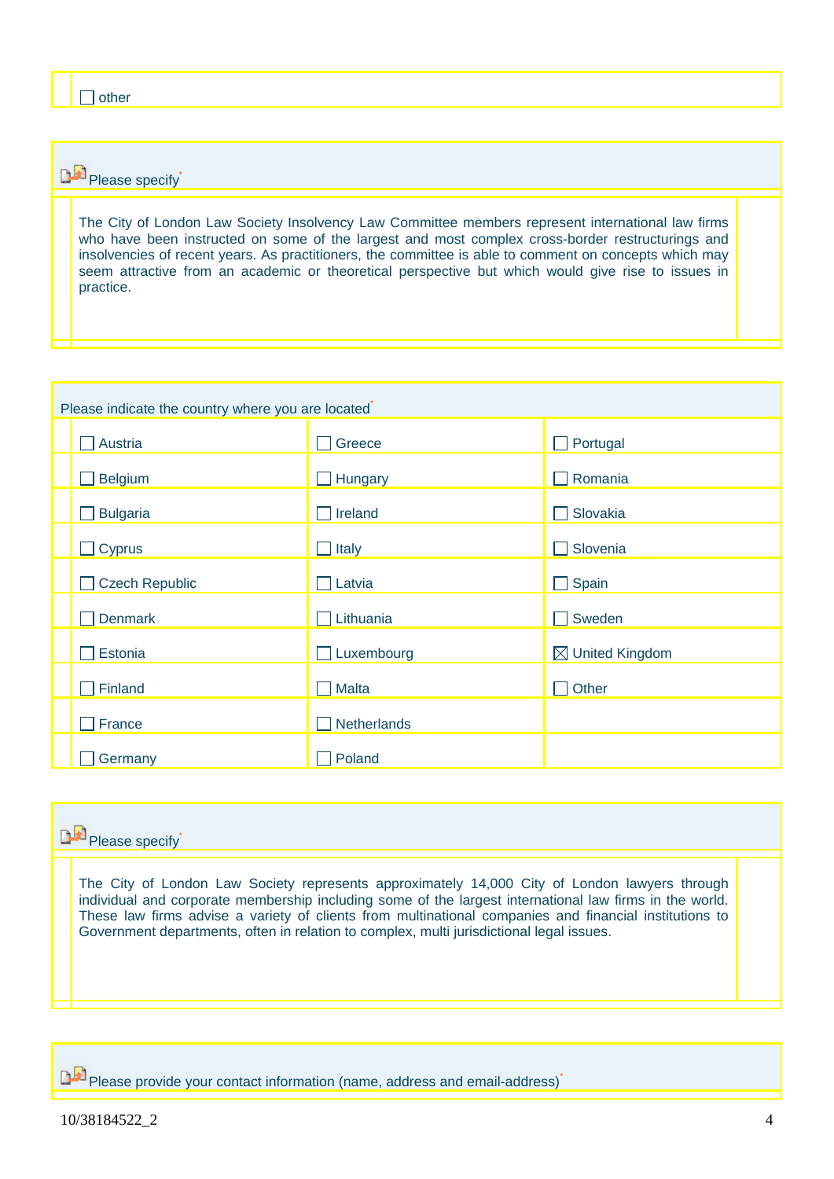☐ other

Please specify*

The City of London Law Society Insolvency Law Committee members represent international law firms who have been instructed on some of the largest and most complex cross-border restructurings and insolvencies of recent years. As practitioners, the committee is able to comment on concepts which may seem attractive from an academic or theoretical perspective but which would give rise to issues in practice.

Please indicate the country where you are located*

| | | |
|---|---|---|
| ☐ Austria | ☐ Greece | ☐ Portugal |
| ☐ Belgium | ☐ Hungary | ☐ Romania |
| ☐ Bulgaria | ☐ Ireland | ☐ Slovakia |
| ☐ Cyprus | ☐ Italy | ☐ Slovenia |
| ☐ Czech Republic | ☐ Latvia | ☐ Spain |
| ☐ Denmark | ☐ Lithuania | ☐ Sweden |
| ☐ Estonia | ☐ Luxembourg | ☒ United Kingdom |
| ☐ Finland | ☐ Malta | ☐ Other |
| ☐ France | ☐ Netherlands | |
| ☐ Germany | ☐ Poland | |

Please specify*

The City of London Law Society represents approximately 14,000 City of London lawyers through individual and corporate membership including some of the largest international law firms in the world. These law firms advise a variety of clients from multinational companies and financial institutions to Government departments, often in relation to complex, multi jurisdictional legal issues.

Please provide your contact information (name, address and email-address)*

10/38184522_2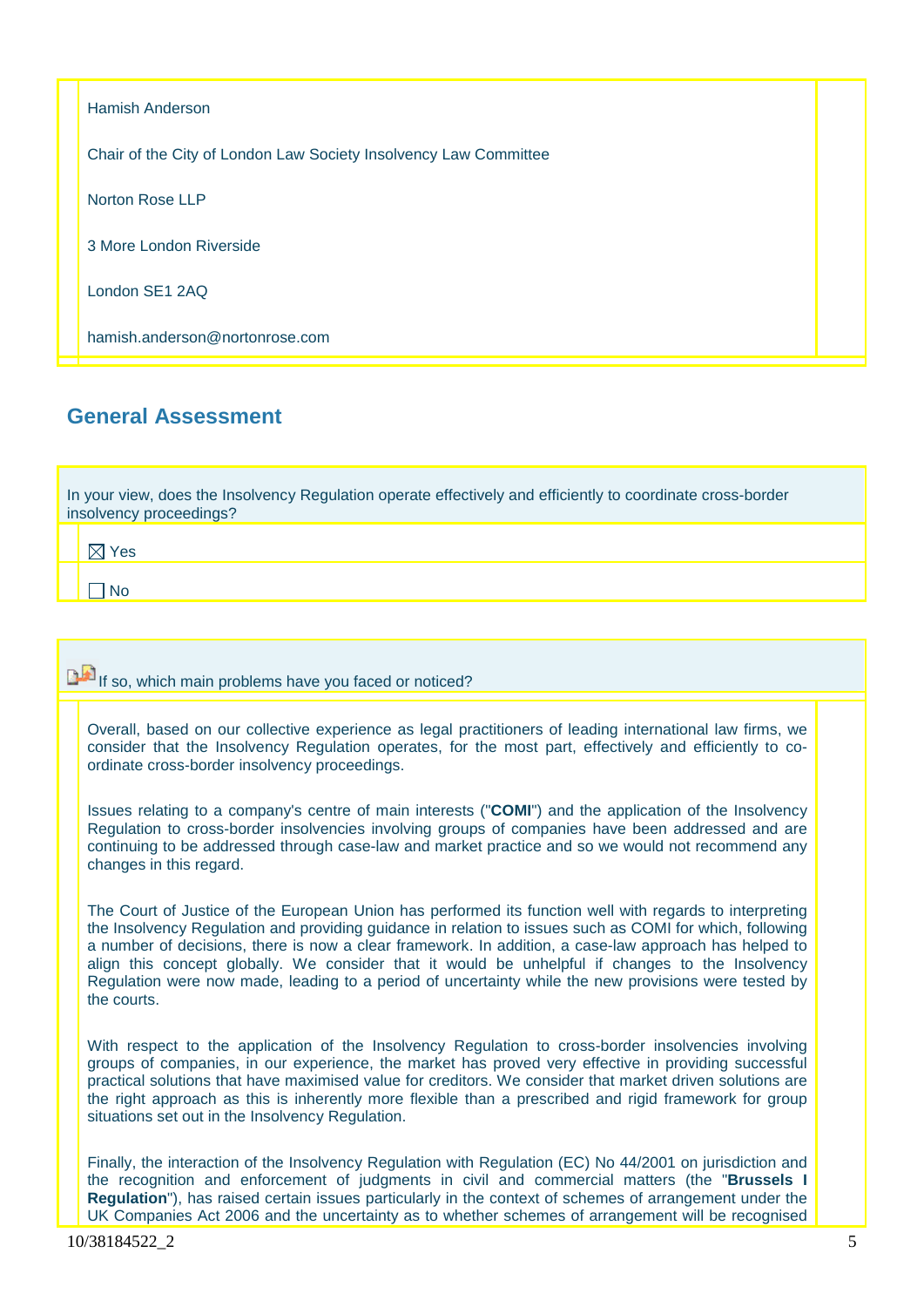Hamish Anderson

Chair of the City of London Law Society Insolvency Law Committee

Norton Rose LLP

3 More London Riverside

London SE1 2AQ

hamish.anderson@nortonrose.com

## General Assessment

In your view, does the Insolvency Regulation operate effectively and efficiently to coordinate cross-border insolvency proceedings?

☒ Yes

☐ No

If so, which main problems have you faced or noticed?

Overall, based on our collective experience as legal practitioners of leading international law firms, we consider that the Insolvency Regulation operates, for the most part, effectively and efficiently to co-ordinate cross-border insolvency proceedings.

Issues relating to a company's centre of main interests ("**COMI**") and the application of the Insolvency Regulation to cross-border insolvencies involving groups of companies have been addressed and are continuing to be addressed through case-law and market practice and so we would not recommend any changes in this regard.

The Court of Justice of the European Union has performed its function well with regards to interpreting the Insolvency Regulation and providing guidance in relation to issues such as COMI for which, following a number of decisions, there is now a clear framework. In addition, a case-law approach has helped to align this concept globally. We consider that it would be unhelpful if changes to the Insolvency Regulation were now made, leading to a period of uncertainty while the new provisions were tested by the courts.

With respect to the application of the Insolvency Regulation to cross-border insolvencies involving groups of companies, in our experience, the market has proved very effective in providing successful practical solutions that have maximised value for creditors. We consider that market driven solutions are the right approach as this is inherently more flexible than a prescribed and rigid framework for group situations set out in the Insolvency Regulation.

Finally, the interaction of the Insolvency Regulation with Regulation (EC) No 44/2001 on jurisdiction and the recognition and enforcement of judgments in civil and commercial matters (the "**Brussels I Regulation**"), has raised certain issues particularly in the context of schemes of arrangement under the UK Companies Act 2006 and the uncertainty as to whether schemes of arrangement will be recognised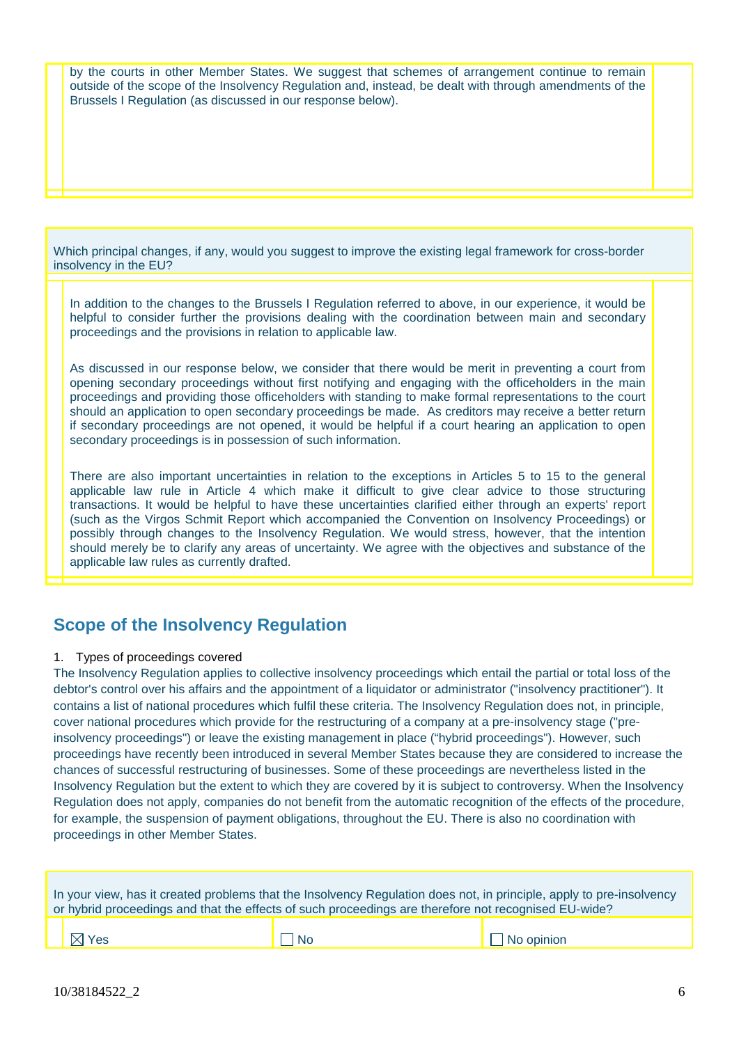by the courts in other Member States. We suggest that schemes of arrangement continue to remain outside of the scope of the Insolvency Regulation and, instead, be dealt with through amendments of the Brussels I Regulation (as discussed in our response below).

Which principal changes, if any, would you suggest to improve the existing legal framework for cross-border insolvency in the EU?

In addition to the changes to the Brussels I Regulation referred to above, in our experience, it would be helpful to consider further the provisions dealing with the coordination between main and secondary proceedings and the provisions in relation to applicable law.

As discussed in our response below, we consider that there would be merit in preventing a court from opening secondary proceedings without first notifying and engaging with the officeholders in the main proceedings and providing those officeholders with standing to make formal representations to the court should an application to open secondary proceedings be made. As creditors may receive a better return if secondary proceedings are not opened, it would be helpful if a court hearing an application to open secondary proceedings is in possession of such information.

There are also important uncertainties in relation to the exceptions in Articles 5 to 15 to the general applicable law rule in Article 4 which make it difficult to give clear advice to those structuring transactions. It would be helpful to have these uncertainties clarified either through an experts' report (such as the Virgos Schmit Report which accompanied the Convention on Insolvency Proceedings) or possibly through changes to the Insolvency Regulation. We would stress, however, that the intention should merely be to clarify any areas of uncertainty. We agree with the objectives and substance of the applicable law rules as currently drafted.

## Scope of the Insolvency Regulation

1. Types of proceedings covered

The Insolvency Regulation applies to collective insolvency proceedings which entail the partial or total loss of the debtor's control over his affairs and the appointment of a liquidator or administrator ("insolvency practitioner"). It contains a list of national procedures which fulfil these criteria. The Insolvency Regulation does not, in principle, cover national procedures which provide for the restructuring of a company at a pre-insolvency stage ("pre-insolvency proceedings") or leave the existing management in place ("hybrid proceedings"). However, such proceedings have recently been introduced in several Member States because they are considered to increase the chances of successful restructuring of businesses. Some of these proceedings are nevertheless listed in the Insolvency Regulation but the extent to which they are covered by it is subject to controversy. When the Insolvency Regulation does not apply, companies do not benefit from the automatic recognition of the effects of the procedure, for example, the suspension of payment obligations, throughout the EU. There is also no coordination with proceedings in other Member States.

In your view, has it created problems that the Insolvency Regulation does not, in principle, apply to pre-insolvency or hybrid proceedings and that the effects of such proceedings are therefore not recognised EU-wide?

| ☒ Yes | ☐ No | ☐ No opinion |
|---|---|---|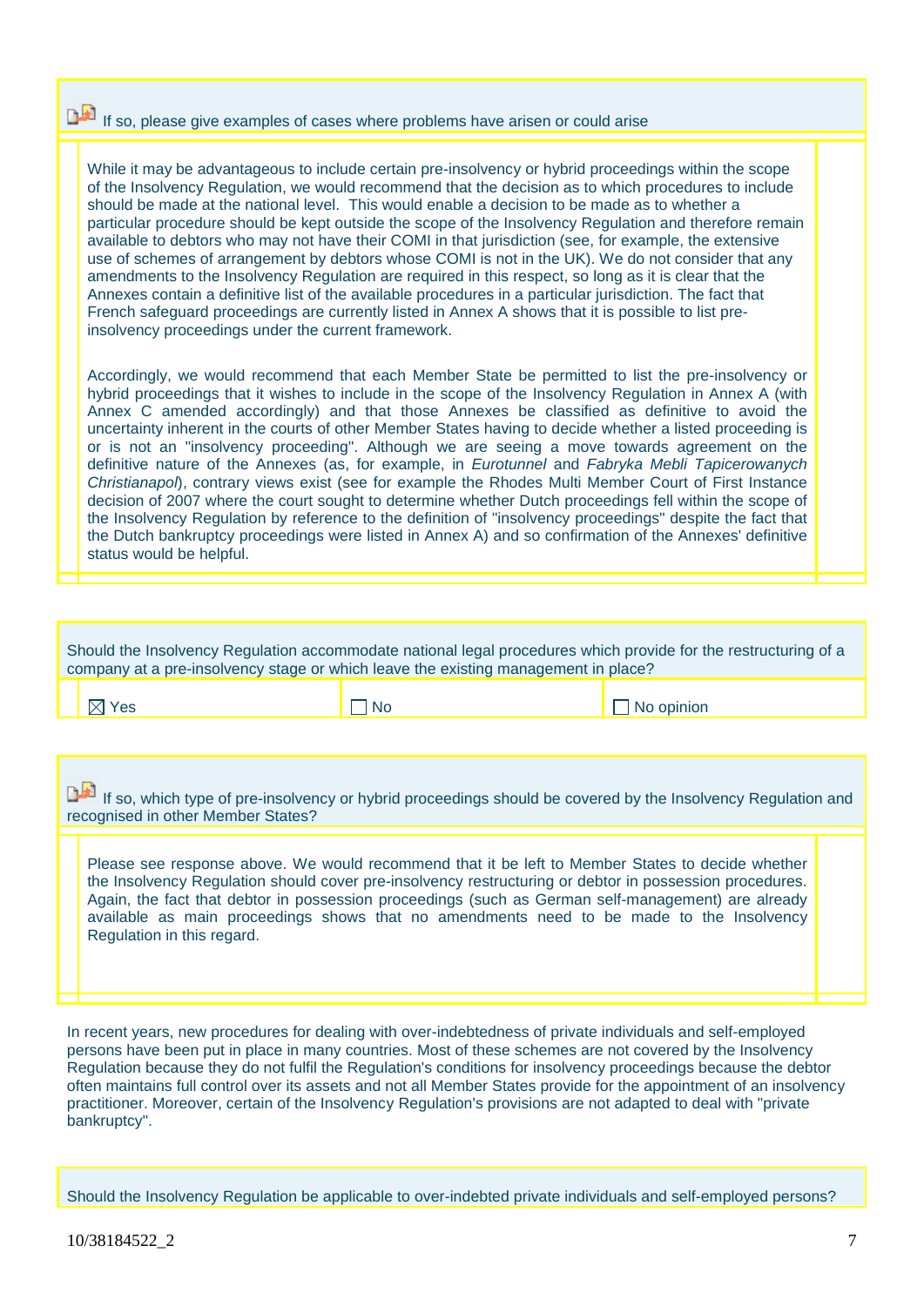If so, please give examples of cases where problems have arisen or could arise

While it may be advantageous to include certain pre-insolvency or hybrid proceedings within the scope of the Insolvency Regulation, we would recommend that the decision as to which procedures to include should be made at the national level. This would enable a decision to be made as to whether a particular procedure should be kept outside the scope of the Insolvency Regulation and therefore remain available to debtors who may not have their COMI in that jurisdiction (see, for example, the extensive use of schemes of arrangement by debtors whose COMI is not in the UK). We do not consider that any amendments to the Insolvency Regulation are required in this respect, so long as it is clear that the Annexes contain a definitive list of the available procedures in a particular jurisdiction. The fact that French safeguard proceedings are currently listed in Annex A shows that it is possible to list pre-insolvency proceedings under the current framework.

Accordingly, we would recommend that each Member State be permitted to list the pre-insolvency or hybrid proceedings that it wishes to include in the scope of the Insolvency Regulation in Annex A (with Annex C amended accordingly) and that those Annexes be classified as definitive to avoid the uncertainty inherent in the courts of other Member States having to decide whether a listed proceeding is or is not an "insolvency proceeding". Although we are seeing a move towards agreement on the definitive nature of the Annexes (as, for example, in *Eurotunnel* and *Fabryka Mebli Tapicerowanych Christianapol*), contrary views exist (see for example the Rhodes Multi Member Court of First Instance decision of 2007 where the court sought to determine whether Dutch proceedings fell within the scope of the Insolvency Regulation by reference to the definition of "insolvency proceedings" despite the fact that the Dutch bankruptcy proceedings were listed in Annex A) and so confirmation of the Annexes' definitive status would be helpful.

Should the Insolvency Regulation accommodate national legal procedures which provide for the restructuring of a company at a pre-insolvency stage or which leave the existing management in place?

| ☒ Yes | ☐ No | ☐ No opinion |
|---|---|---|

If so, which type of pre-insolvency or hybrid proceedings should be covered by the Insolvency Regulation and recognised in other Member States?

Please see response above. We would recommend that it be left to Member States to decide whether the Insolvency Regulation should cover pre-insolvency restructuring or debtor in possession procedures. Again, the fact that debtor in possession proceedings (such as German self-management) are already available as main proceedings shows that no amendments need to be made to the Insolvency Regulation in this regard.

In recent years, new procedures for dealing with over-indebtedness of private individuals and self-employed persons have been put in place in many countries. Most of these schemes are not covered by the Insolvency Regulation because they do not fulfil the Regulation's conditions for insolvency proceedings because the debtor often maintains full control over its assets and not all Member States provide for the appointment of an insolvency practitioner. Moreover, certain of the Insolvency Regulation's provisions are not adapted to deal with "private bankruptcy".

Should the Insolvency Regulation be applicable to over-indebted private individuals and self-employed persons?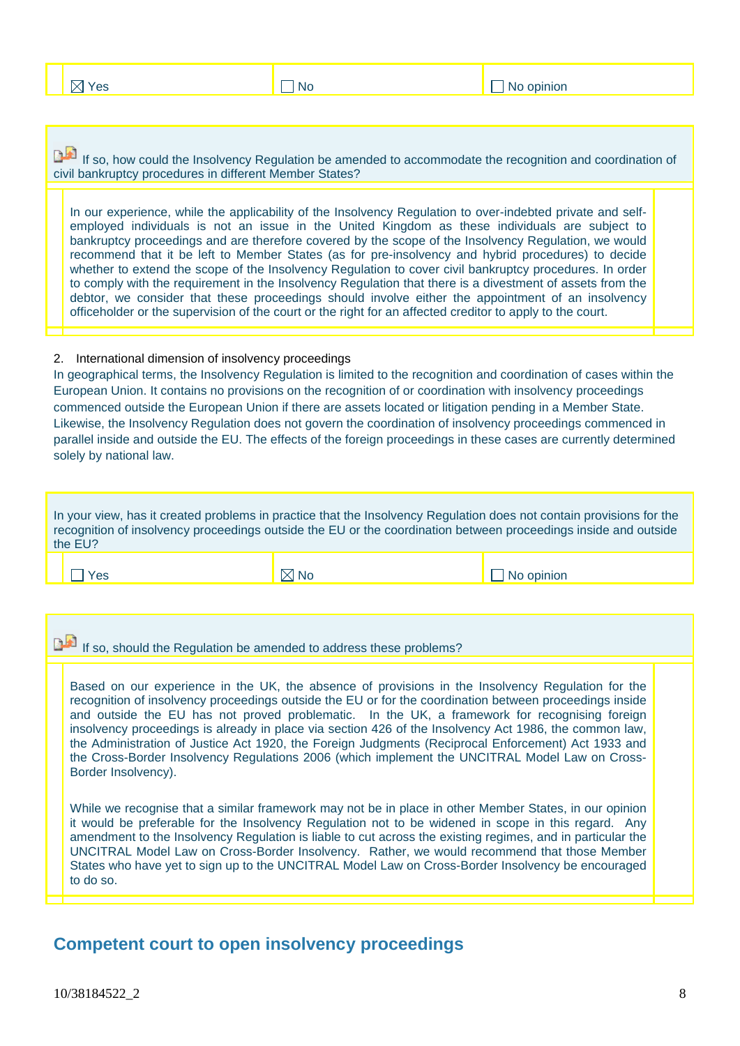| ☒ Yes | ☐ No | ☐ No opinion |
|---|---|---|

If so, how could the Insolvency Regulation be amended to accommodate the recognition and coordination of civil bankruptcy procedures in different Member States?

In our experience, while the applicability of the Insolvency Regulation to over-indebted private and self-employed individuals is not an issue in the United Kingdom as these individuals are subject to bankruptcy proceedings and are therefore covered by the scope of the Insolvency Regulation, we would recommend that it be left to Member States (as for pre-insolvency and hybrid procedures) to decide whether to extend the scope of the Insolvency Regulation to cover civil bankruptcy procedures. In order to comply with the requirement in the Insolvency Regulation that there is a divestment of assets from the debtor, we consider that these proceedings should involve either the appointment of an insolvency officeholder or the supervision of the court or the right for an affected creditor to apply to the court.

2. International dimension of insolvency proceedings

In geographical terms, the Insolvency Regulation is limited to the recognition and coordination of cases within the European Union. It contains no provisions on the recognition of or coordination with insolvency proceedings commenced outside the European Union if there are assets located or litigation pending in a Member State. Likewise, the Insolvency Regulation does not govern the coordination of insolvency proceedings commenced in parallel inside and outside the EU. The effects of the foreign proceedings in these cases are currently determined solely by national law.

In your view, has it created problems in practice that the Insolvency Regulation does not contain provisions for the recognition of insolvency proceedings outside the EU or the coordination between proceedings inside and outside the EU?

| ☐ Yes | ☒ No | ☐ No opinion |
|---|---|---|

If so, should the Regulation be amended to address these problems?

Based on our experience in the UK, the absence of provisions in the Insolvency Regulation for the recognition of insolvency proceedings outside the EU or for the coordination between proceedings inside and outside the EU has not proved problematic. In the UK, a framework for recognising foreign insolvency proceedings is already in place via section 426 of the Insolvency Act 1986, the common law, the Administration of Justice Act 1920, the Foreign Judgments (Reciprocal Enforcement) Act 1933 and the Cross-Border Insolvency Regulations 2006 (which implement the UNCITRAL Model Law on Cross-Border Insolvency).

While we recognise that a similar framework may not be in place in other Member States, in our opinion it would be preferable for the Insolvency Regulation not to be widened in scope in this regard. Any amendment to the Insolvency Regulation is liable to cut across the existing regimes, and in particular the UNCITRAL Model Law on Cross-Border Insolvency. Rather, we would recommend that those Member States who have yet to sign up to the UNCITRAL Model Law on Cross-Border Insolvency be encouraged to do so.

## Competent court to open insolvency proceedings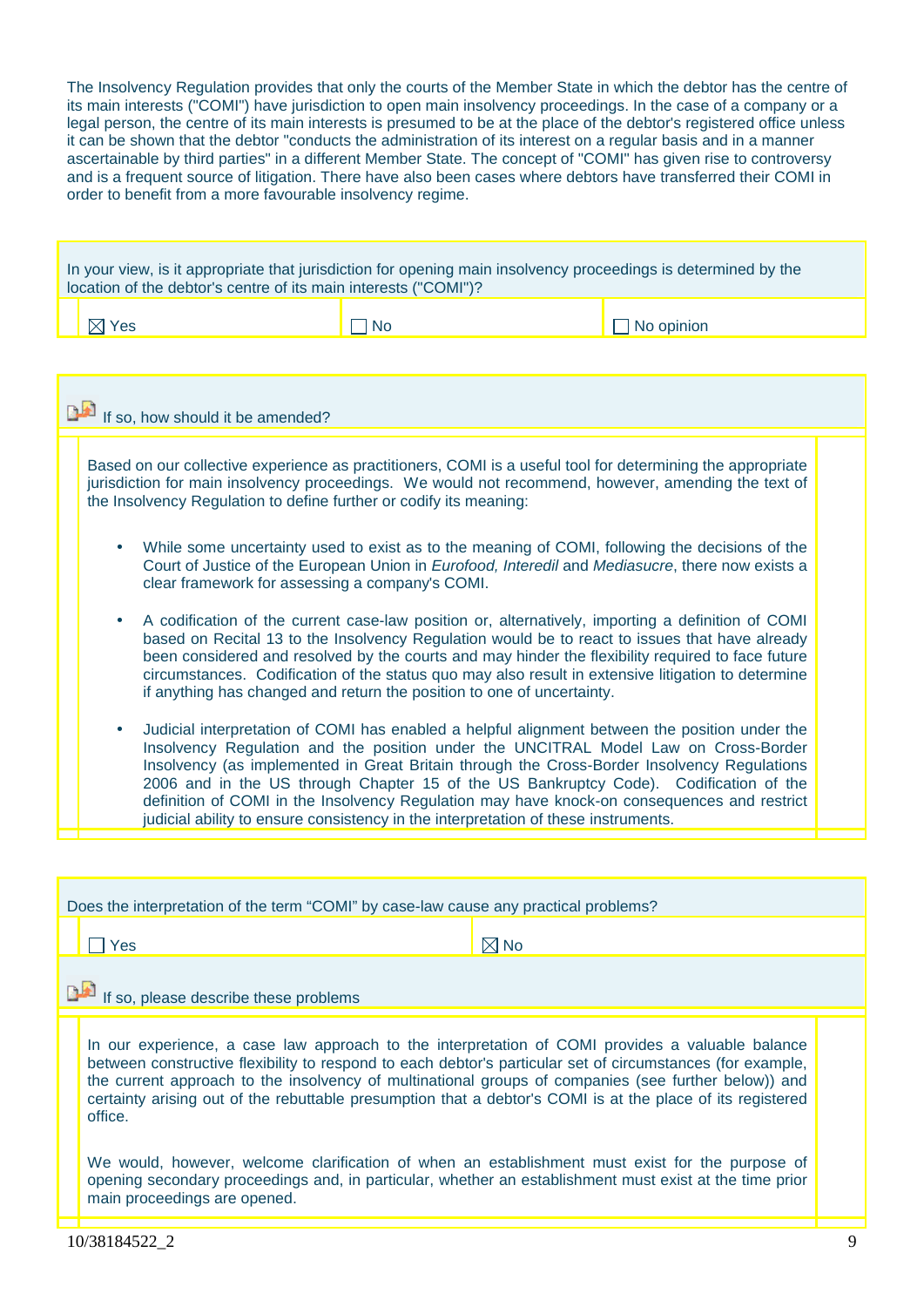The Insolvency Regulation provides that only the courts of the Member State in which the debtor has the centre of its main interests ("COMI") have jurisdiction to open main insolvency proceedings. In the case of a company or a legal person, the centre of its main interests is presumed to be at the place of the debtor's registered office unless it can be shown that the debtor "conducts the administration of its interest on a regular basis and in a manner ascertainable by third parties" in a different Member State. The concept of "COMI" has given rise to controversy and is a frequent source of litigation. There have also been cases where debtors have transferred their COMI in order to benefit from a more favourable insolvency regime.

| In your view, is it appropriate that jurisdiction for opening main insolvency proceedings is determined by the location of the debtor's centre of its main interests ("COMI")? | | |
|---|---|---|
| ☒ Yes | ☐ No | ☐ No opinion |

**If so, how should it be amended?**

Based on our collective experience as practitioners, COMI is a useful tool for determining the appropriate jurisdiction for main insolvency proceedings. We would not recommend, however, amending the text of the Insolvency Regulation to define further or codify its meaning:

- While some uncertainty used to exist as to the meaning of COMI, following the decisions of the Court of Justice of the European Union in *Eurofood, Interedil* and *Mediasucre*, there now exists a clear framework for assessing a company's COMI.

- A codification of the current case-law position or, alternatively, importing a definition of COMI based on Recital 13 to the Insolvency Regulation would be to react to issues that have already been considered and resolved by the courts and may hinder the flexibility required to face future circumstances. Codification of the status quo may also result in extensive litigation to determine if anything has changed and return the position to one of uncertainty.

- Judicial interpretation of COMI has enabled a helpful alignment between the position under the Insolvency Regulation and the position under the UNCITRAL Model Law on Cross-Border Insolvency (as implemented in Great Britain through the Cross-Border Insolvency Regulations 2006 and in the US through Chapter 15 of the US Bankruptcy Code). Codification of the definition of COMI in the Insolvency Regulation may have knock-on consequences and restrict judicial ability to ensure consistency in the interpretation of these instruments.

| Does the interpretation of the term "COMI" by case-law cause any practical problems? | |
|---|---|
| ☐ Yes | ☒ No |

**If so, please describe these problems**

In our experience, a case law approach to the interpretation of COMI provides a valuable balance between constructive flexibility to respond to each debtor's particular set of circumstances (for example, the current approach to the insolvency of multinational groups of companies (see further below)) and certainty arising out of the rebuttable presumption that a debtor's COMI is at the place of its registered office.

We would, however, welcome clarification of when an establishment must exist for the purpose of opening secondary proceedings and, in particular, whether an establishment must exist at the time prior main proceedings are opened.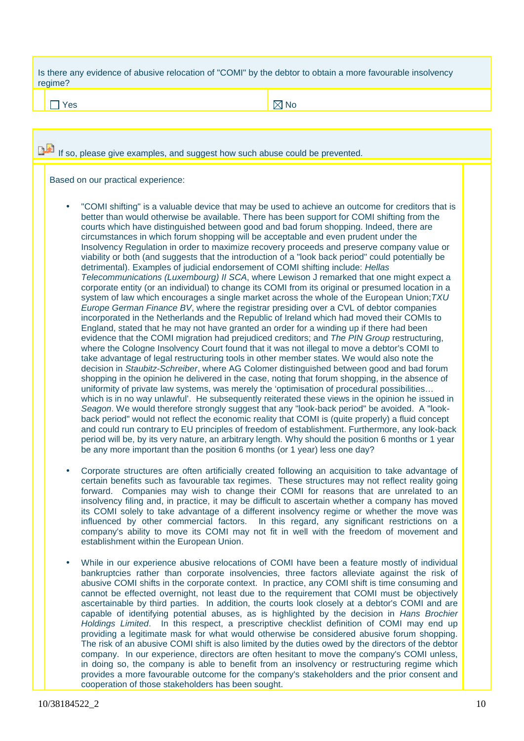Is there any evidence of abusive relocation of "COMI" by the debtor to obtain a more favourable insolvency regime?

| ☐ Yes | ☒ No |
|---|---|

If so, please give examples, and suggest how such abuse could be prevented.

Based on our practical experience:

- "COMI shifting" is a valuable device that may be used to achieve an outcome for creditors that is better than would otherwise be available. There has been support for COMI shifting from the courts which have distinguished between good and bad forum shopping. Indeed, there are circumstances in which forum shopping will be acceptable and even prudent under the Insolvency Regulation in order to maximize recovery proceeds and preserve company value or viability or both (and suggests that the introduction of a "look back period" could potentially be detrimental). Examples of judicial endorsement of COMI shifting include: *Hellas Telecommunications (Luxembourg) II SCA*, where Lewison J remarked that one might expect a corporate entity (or an individual) to change its COMI from its original or presumed location in a system of law which encourages a single market across the whole of the European Union;*TXU Europe German Finance BV*, where the registrar presiding over a CVL of debtor companies incorporated in the Netherlands and the Republic of Ireland which had moved their COMIs to England, stated that he may not have granted an order for a winding up if there had been evidence that the COMI migration had prejudiced creditors; and *The PIN Group* restructuring, where the Cologne Insolvency Court found that it was not illegal to move a debtor's COMI to take advantage of legal restructuring tools in other member states. We would also note the decision in *Staubitz-Schreiber*, where AG Colomer distinguished between good and bad forum shopping in the opinion he delivered in the case, noting that forum shopping, in the absence of uniformity of private law systems, was merely the 'optimisation of procedural possibilities… which is in no way unlawful'. He subsequently reiterated these views in the opinion he issued in *Seagon*. We would therefore strongly suggest that any "look-back period" be avoided. A "look-back period" would not reflect the economic reality that COMI is (quite properly) a fluid concept and could run contrary to EU principles of freedom of establishment. Furthermore, any look-back period will be, by its very nature, an arbitrary length. Why should the position 6 months or 1 year be any more important than the position 6 months (or 1 year) less one day?

- Corporate structures are often artificially created following an acquisition to take advantage of certain benefits such as favourable tax regimes. These structures may not reflect reality going forward. Companies may wish to change their COMI for reasons that are unrelated to an insolvency filing and, in practice, it may be difficult to ascertain whether a company has moved its COMI solely to take advantage of a different insolvency regime or whether the move was influenced by other commercial factors. In this regard, any significant restrictions on a company's ability to move its COMI may not fit in well with the freedom of movement and establishment within the European Union.

- While in our experience abusive relocations of COMI have been a feature mostly of individual bankruptcies rather than corporate insolvencies, three factors alleviate against the risk of abusive COMI shifts in the corporate context. In practice, any COMI shift is time consuming and cannot be effected overnight, not least due to the requirement that COMI must be objectively ascertainable by third parties. In addition, the courts look closely at a debtor's COMI and are capable of identifying potential abuses, as is highlighted by the decision in *Hans Brochier Holdings Limited*. In this respect, a prescriptive checklist definition of COMI may end up providing a legitimate mask for what would otherwise be considered abusive forum shopping. The risk of an abusive COMI shift is also limited by the duties owed by the directors of the debtor company. In our experience, directors are often hesitant to move the company's COMI unless, in doing so, the company is able to benefit from an insolvency or restructuring regime which provides a more favourable outcome for the company's stakeholders and the prior consent and cooperation of those stakeholders has been sought.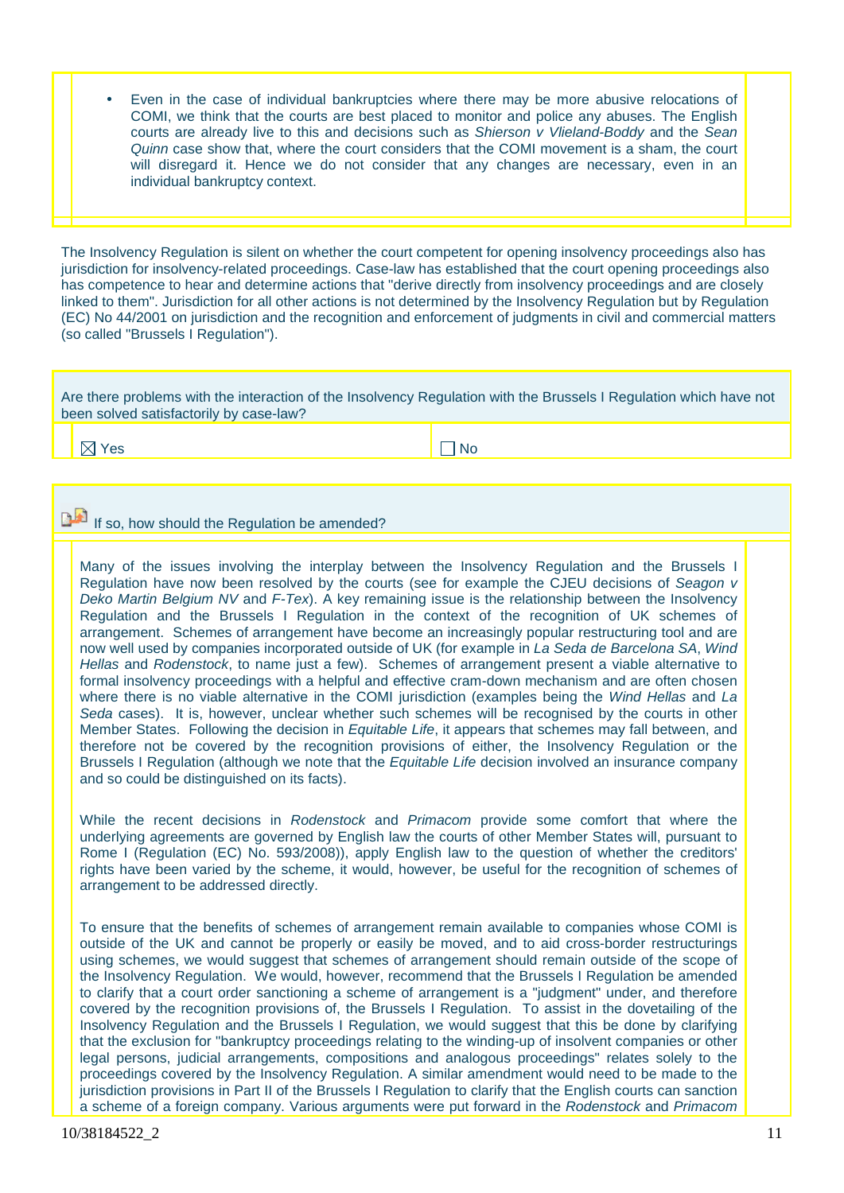- Even in the case of individual bankruptcies where there may be more abusive relocations of COMI, we think that the courts are best placed to monitor and police any abuses. The English courts are already live to this and decisions such as *Shierson v Vlieland-Boddy* and the *Sean Quinn* case show that, where the court considers that the COMI movement is a sham, the court will disregard it. Hence we do not consider that any changes are necessary, even in an individual bankruptcy context.

The Insolvency Regulation is silent on whether the court competent for opening insolvency proceedings also has jurisdiction for insolvency-related proceedings. Case-law has established that the court opening proceedings also has competence to hear and determine actions that "derive directly from insolvency proceedings and are closely linked to them". Jurisdiction for all other actions is not determined by the Insolvency Regulation but by Regulation (EC) No 44/2001 on jurisdiction and the recognition and enforcement of judgments in civil and commercial matters (so called "Brussels I Regulation").

Are there problems with the interaction of the Insolvency Regulation with the Brussels I Regulation which have not been solved satisfactorily by case-law?

☒ Yes ☐ No

If so, how should the Regulation be amended?

Many of the issues involving the interplay between the Insolvency Regulation and the Brussels I Regulation have now been resolved by the courts (see for example the CJEU decisions of *Seagon v Deko Martin Belgium NV* and *F-Tex*). A key remaining issue is the relationship between the Insolvency Regulation and the Brussels I Regulation in the context of the recognition of UK schemes of arrangement. Schemes of arrangement have become an increasingly popular restructuring tool and are now well used by companies incorporated outside of UK (for example in *La Seda de Barcelona SA*, *Wind Hellas* and *Rodenstock*, to name just a few). Schemes of arrangement present a viable alternative to formal insolvency proceedings with a helpful and effective cram-down mechanism and are often chosen where there is no viable alternative in the COMI jurisdiction (examples being the *Wind Hellas* and *La Seda* cases). It is, however, unclear whether such schemes will be recognised by the courts in other Member States. Following the decision in *Equitable Life*, it appears that schemes may fall between, and therefore not be covered by the recognition provisions of either, the Insolvency Regulation or the Brussels I Regulation (although we note that the *Equitable Life* decision involved an insurance company and so could be distinguished on its facts).

While the recent decisions in *Rodenstock* and *Primacom* provide some comfort that where the underlying agreements are governed by English law the courts of other Member States will, pursuant to Rome I (Regulation (EC) No. 593/2008)), apply English law to the question of whether the creditors' rights have been varied by the scheme, it would, however, be useful for the recognition of schemes of arrangement to be addressed directly.

To ensure that the benefits of schemes of arrangement remain available to companies whose COMI is outside of the UK and cannot be properly or easily be moved, and to aid cross-border restructurings using schemes, we would suggest that schemes of arrangement should remain outside of the scope of the Insolvency Regulation. We would, however, recommend that the Brussels I Regulation be amended to clarify that a court order sanctioning a scheme of arrangement is a "judgment" under, and therefore covered by the recognition provisions of, the Brussels I Regulation. To assist in the dovetailing of the Insolvency Regulation and the Brussels I Regulation, we would suggest that this be done by clarifying that the exclusion for "bankruptcy proceedings relating to the winding-up of insolvent companies or other legal persons, judicial arrangements, compositions and analogous proceedings" relates solely to the proceedings covered by the Insolvency Regulation. A similar amendment would need to be made to the jurisdiction provisions in Part II of the Brussels I Regulation to clarify that the English courts can sanction a scheme of a foreign company. Various arguments were put forward in the *Rodenstock* and *Primacom*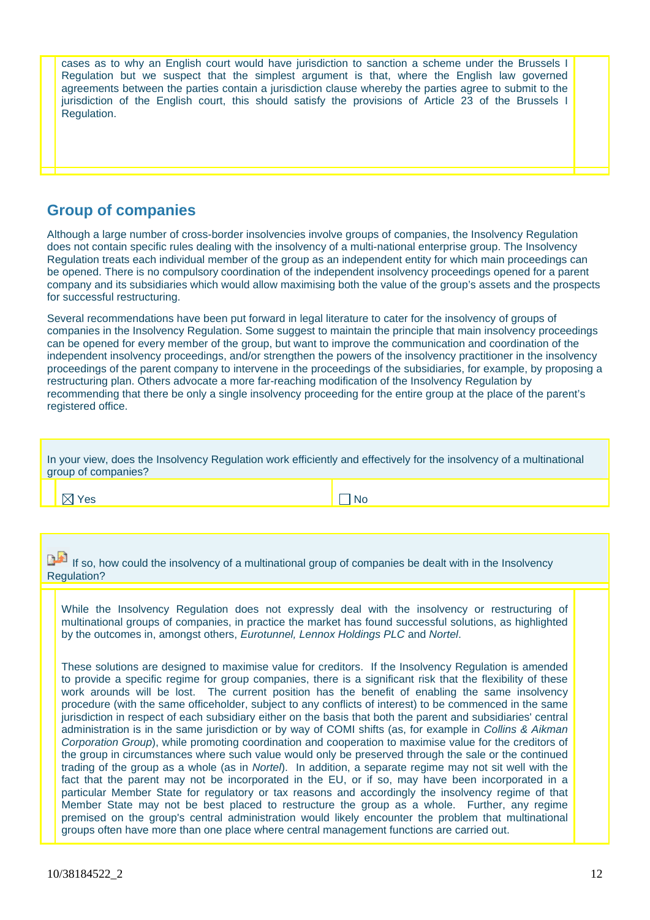cases as to why an English court would have jurisdiction to sanction a scheme under the Brussels I Regulation but we suspect that the simplest argument is that, where the English law governed agreements between the parties contain a jurisdiction clause whereby the parties agree to submit to the jurisdiction of the English court, this should satisfy the provisions of Article 23 of the Brussels I Regulation.

## Group of companies

Although a large number of cross-border insolvencies involve groups of companies, the Insolvency Regulation does not contain specific rules dealing with the insolvency of a multi-national enterprise group. The Insolvency Regulation treats each individual member of the group as an independent entity for which main proceedings can be opened. There is no compulsory coordination of the independent insolvency proceedings opened for a parent company and its subsidiaries which would allow maximising both the value of the group's assets and the prospects for successful restructuring.

Several recommendations have been put forward in legal literature to cater for the insolvency of groups of companies in the Insolvency Regulation. Some suggest to maintain the principle that main insolvency proceedings can be opened for every member of the group, but want to improve the communication and coordination of the independent insolvency proceedings, and/or strengthen the powers of the insolvency practitioner in the insolvency proceedings of the parent company to intervene in the proceedings of the subsidiaries, for example, by proposing a restructuring plan. Others advocate a more far-reaching modification of the Insolvency Regulation by recommending that there be only a single insolvency proceeding for the entire group at the place of the parent's registered office.

In your view, does the Insolvency Regulation work efficiently and effectively for the insolvency of a multinational group of companies?

☒ Yes ☐ No

If so, how could the insolvency of a multinational group of companies be dealt with in the Insolvency Regulation?

While the Insolvency Regulation does not expressly deal with the insolvency or restructuring of multinational groups of companies, in practice the market has found successful solutions, as highlighted by the outcomes in, amongst others, *Eurotunnel, Lennox Holdings PLC* and *Nortel*.

These solutions are designed to maximise value for creditors. If the Insolvency Regulation is amended to provide a specific regime for group companies, there is a significant risk that the flexibility of these work arounds will be lost. The current position has the benefit of enabling the same insolvency procedure (with the same officeholder, subject to any conflicts of interest) to be commenced in the same jurisdiction in respect of each subsidiary either on the basis that both the parent and subsidiaries' central administration is in the same jurisdiction or by way of COMI shifts (as, for example in *Collins & Aikman Corporation Group*), while promoting coordination and cooperation to maximise value for the creditors of the group in circumstances where such value would only be preserved through the sale or the continued trading of the group as a whole (as in *Nortel*). In addition, a separate regime may not sit well with the fact that the parent may not be incorporated in the EU, or if so, may have been incorporated in a particular Member State for regulatory or tax reasons and accordingly the insolvency regime of that Member State may not be best placed to restructure the group as a whole. Further, any regime premised on the group's central administration would likely encounter the problem that multinational groups often have more than one place where central management functions are carried out.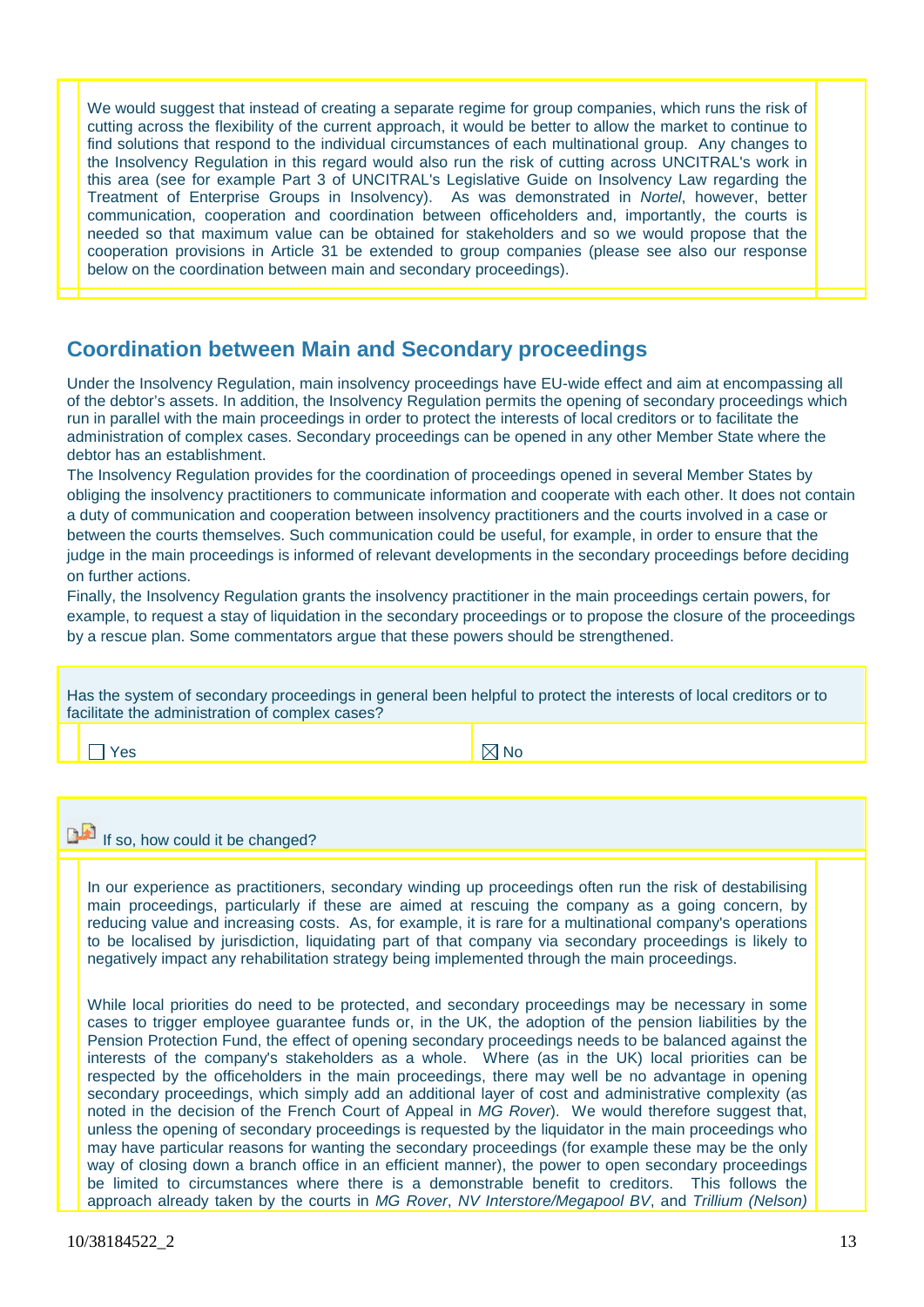We would suggest that instead of creating a separate regime for group companies, which runs the risk of cutting across the flexibility of the current approach, it would be better to allow the market to continue to find solutions that respond to the individual circumstances of each multinational group. Any changes to the Insolvency Regulation in this regard would also run the risk of cutting across UNCITRAL's work in this area (see for example Part 3 of UNCITRAL's Legislative Guide on Insolvency Law regarding the Treatment of Enterprise Groups in Insolvency). As was demonstrated in *Nortel*, however, better communication, cooperation and coordination between officeholders and, importantly, the courts is needed so that maximum value can be obtained for stakeholders and so we would propose that the cooperation provisions in Article 31 be extended to group companies (please see also our response below on the coordination between main and secondary proceedings).

## Coordination between Main and Secondary proceedings

Under the Insolvency Regulation, main insolvency proceedings have EU-wide effect and aim at encompassing all of the debtor's assets. In addition, the Insolvency Regulation permits the opening of secondary proceedings which run in parallel with the main proceedings in order to protect the interests of local creditors or to facilitate the administration of complex cases. Secondary proceedings can be opened in any other Member State where the debtor has an establishment.

The Insolvency Regulation provides for the coordination of proceedings opened in several Member States by obliging the insolvency practitioners to communicate information and cooperate with each other. It does not contain a duty of communication and cooperation between insolvency practitioners and the courts involved in a case or between the courts themselves. Such communication could be useful, for example, in order to ensure that the judge in the main proceedings is informed of relevant developments in the secondary proceedings before deciding on further actions.

Finally, the Insolvency Regulation grants the insolvency practitioner in the main proceedings certain powers, for example, to request a stay of liquidation in the secondary proceedings or to propose the closure of the proceedings by a rescue plan. Some commentators argue that these powers should be strengthened.

Has the system of secondary proceedings in general been helpful to protect the interests of local creditors or to facilitate the administration of complex cases?

☐ Yes ☒ No

If so, how could it be changed?

In our experience as practitioners, secondary winding up proceedings often run the risk of destabilising main proceedings, particularly if these are aimed at rescuing the company as a going concern, by reducing value and increasing costs. As, for example, it is rare for a multinational company's operations to be localised by jurisdiction, liquidating part of that company via secondary proceedings is likely to negatively impact any rehabilitation strategy being implemented through the main proceedings.

While local priorities do need to be protected, and secondary proceedings may be necessary in some cases to trigger employee guarantee funds or, in the UK, the adoption of the pension liabilities by the Pension Protection Fund, the effect of opening secondary proceedings needs to be balanced against the interests of the company's stakeholders as a whole. Where (as in the UK) local priorities can be respected by the officeholders in the main proceedings, there may well be no advantage in opening secondary proceedings, which simply add an additional layer of cost and administrative complexity (as noted in the decision of the French Court of Appeal in *MG Rover*). We would therefore suggest that, unless the opening of secondary proceedings is requested by the liquidator in the main proceedings who may have particular reasons for wanting the secondary proceedings (for example these may be the only way of closing down a branch office in an efficient manner), the power to open secondary proceedings be limited to circumstances where there is a demonstrable benefit to creditors. This follows the approach already taken by the courts in *MG Rover*, *NV Interstore/Megapool BV*, and *Trillium (Nelson)*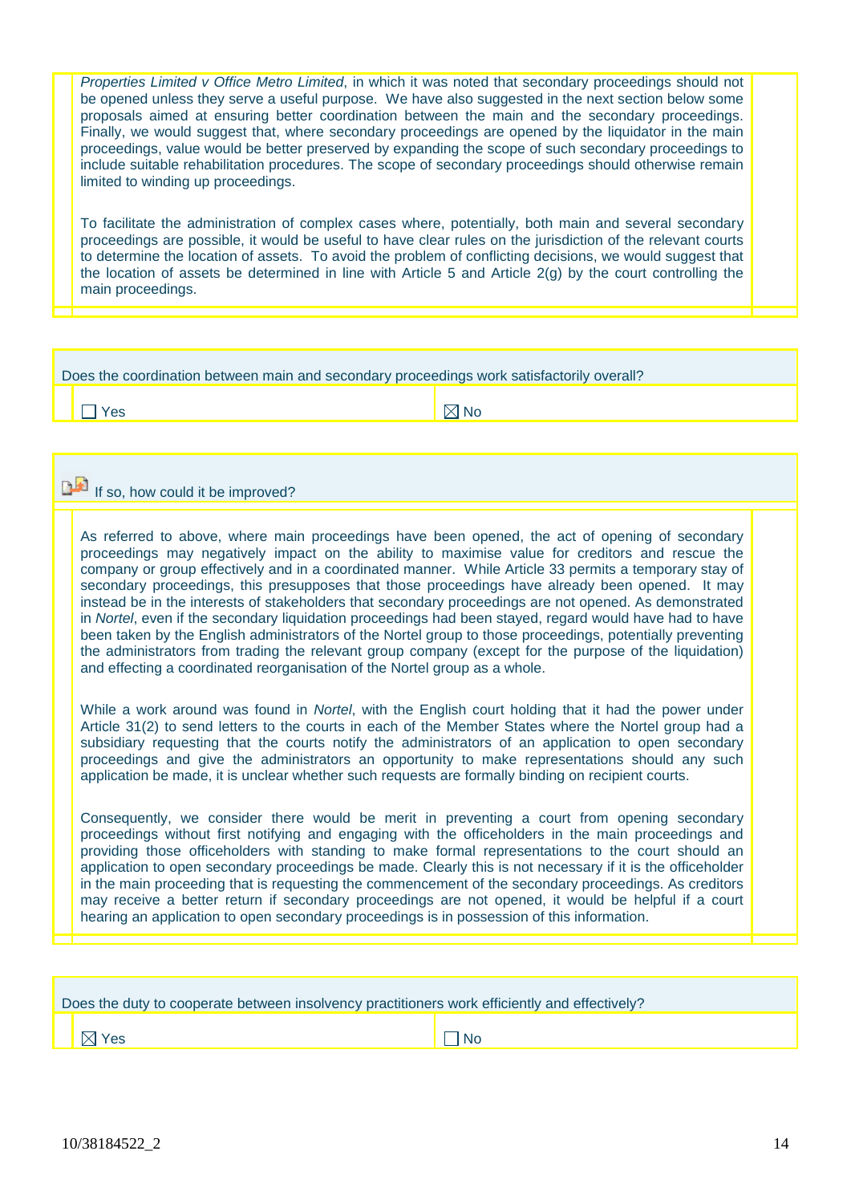*Properties Limited v Office Metro Limited*, in which it was noted that secondary proceedings should not be opened unless they serve a useful purpose. We have also suggested in the next section below some proposals aimed at ensuring better coordination between the main and the secondary proceedings. Finally, we would suggest that, where secondary proceedings are opened by the liquidator in the main proceedings, value would be better preserved by expanding the scope of such secondary proceedings to include suitable rehabilitation procedures. The scope of secondary proceedings should otherwise remain limited to winding up proceedings.

To facilitate the administration of complex cases where, potentially, both main and several secondary proceedings are possible, it would be useful to have clear rules on the jurisdiction of the relevant courts to determine the location of assets. To avoid the problem of conflicting decisions, we would suggest that the location of assets be determined in line with Article 5 and Article 2(g) by the court controlling the main proceedings.

Does the coordination between main and secondary proceedings work satisfactorily overall?

☐ Yes ☒ No

If so, how could it be improved?

As referred to above, where main proceedings have been opened, the act of opening of secondary proceedings may negatively impact on the ability to maximise value for creditors and rescue the company or group effectively and in a coordinated manner. While Article 33 permits a temporary stay of secondary proceedings, this presupposes that those proceedings have already been opened. It may instead be in the interests of stakeholders that secondary proceedings are not opened. As demonstrated in *Nortel*, even if the secondary liquidation proceedings had been stayed, regard would have had to have been taken by the English administrators of the Nortel group to those proceedings, potentially preventing the administrators from trading the relevant group company (except for the purpose of the liquidation) and effecting a coordinated reorganisation of the Nortel group as a whole.

While a work around was found in *Nortel*, with the English court holding that it had the power under Article 31(2) to send letters to the courts in each of the Member States where the Nortel group had a subsidiary requesting that the courts notify the administrators of an application to open secondary proceedings and give the administrators an opportunity to make representations should any such application be made, it is unclear whether such requests are formally binding on recipient courts.

Consequently, we consider there would be merit in preventing a court from opening secondary proceedings without first notifying and engaging with the officeholders in the main proceedings and providing those officeholders with standing to make formal representations to the court should an application to open secondary proceedings be made. Clearly this is not necessary if it is the officeholder in the main proceeding that is requesting the commencement of the secondary proceedings. As creditors may receive a better return if secondary proceedings are not opened, it would be helpful if a court hearing an application to open secondary proceedings is in possession of this information.

Does the duty to cooperate between insolvency practitioners work efficiently and effectively?

☒ Yes ☐ No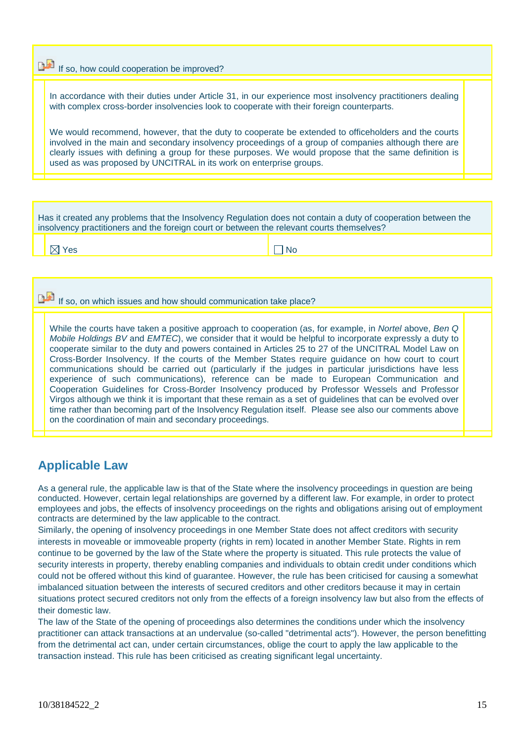If so, how could cooperation be improved?

In accordance with their duties under Article 31, in our experience most insolvency practitioners dealing with complex cross-border insolvencies look to cooperate with their foreign counterparts.

We would recommend, however, that the duty to cooperate be extended to officeholders and the courts involved in the main and secondary insolvency proceedings of a group of companies although there are clearly issues with defining a group for these purposes. We would propose that the same definition is used as was proposed by UNCITRAL in its work on enterprise groups.

Has it created any problems that the Insolvency Regulation does not contain a duty of cooperation between the insolvency practitioners and the foreign court or between the relevant courts themselves?

☒ Yes ☐ No

If so, on which issues and how should communication take place?

While the courts have taken a positive approach to cooperation (as, for example, in *Nortel* above, *Ben Q Mobile Holdings BV* and *EMTEC*), we consider that it would be helpful to incorporate expressly a duty to cooperate similar to the duty and powers contained in Articles 25 to 27 of the UNCITRAL Model Law on Cross-Border Insolvency. If the courts of the Member States require guidance on how court to court communications should be carried out (particularly if the judges in particular jurisdictions have less experience of such communications), reference can be made to European Communication and Cooperation Guidelines for Cross-Border Insolvency produced by Professor Wessels and Professor Virgos although we think it is important that these remain as a set of guidelines that can be evolved over time rather than becoming part of the Insolvency Regulation itself. Please see also our comments above on the coordination of main and secondary proceedings.

## Applicable Law

As a general rule, the applicable law is that of the State where the insolvency proceedings in question are being conducted. However, certain legal relationships are governed by a different law. For example, in order to protect employees and jobs, the effects of insolvency proceedings on the rights and obligations arising out of employment contracts are determined by the law applicable to the contract.

Similarly, the opening of insolvency proceedings in one Member State does not affect creditors with security interests in moveable or immoveable property (rights in rem) located in another Member State. Rights in rem continue to be governed by the law of the State where the property is situated. This rule protects the value of security interests in property, thereby enabling companies and individuals to obtain credit under conditions which could not be offered without this kind of guarantee. However, the rule has been criticised for causing a somewhat imbalanced situation between the interests of secured creditors and other creditors because it may in certain situations protect secured creditors not only from the effects of a foreign insolvency law but also from the effects of their domestic law.

The law of the State of the opening of proceedings also determines the conditions under which the insolvency practitioner can attack transactions at an undervalue (so-called "detrimental acts"). However, the person benefitting from the detrimental act can, under certain circumstances, oblige the court to apply the law applicable to the transaction instead. This rule has been criticised as creating significant legal uncertainty.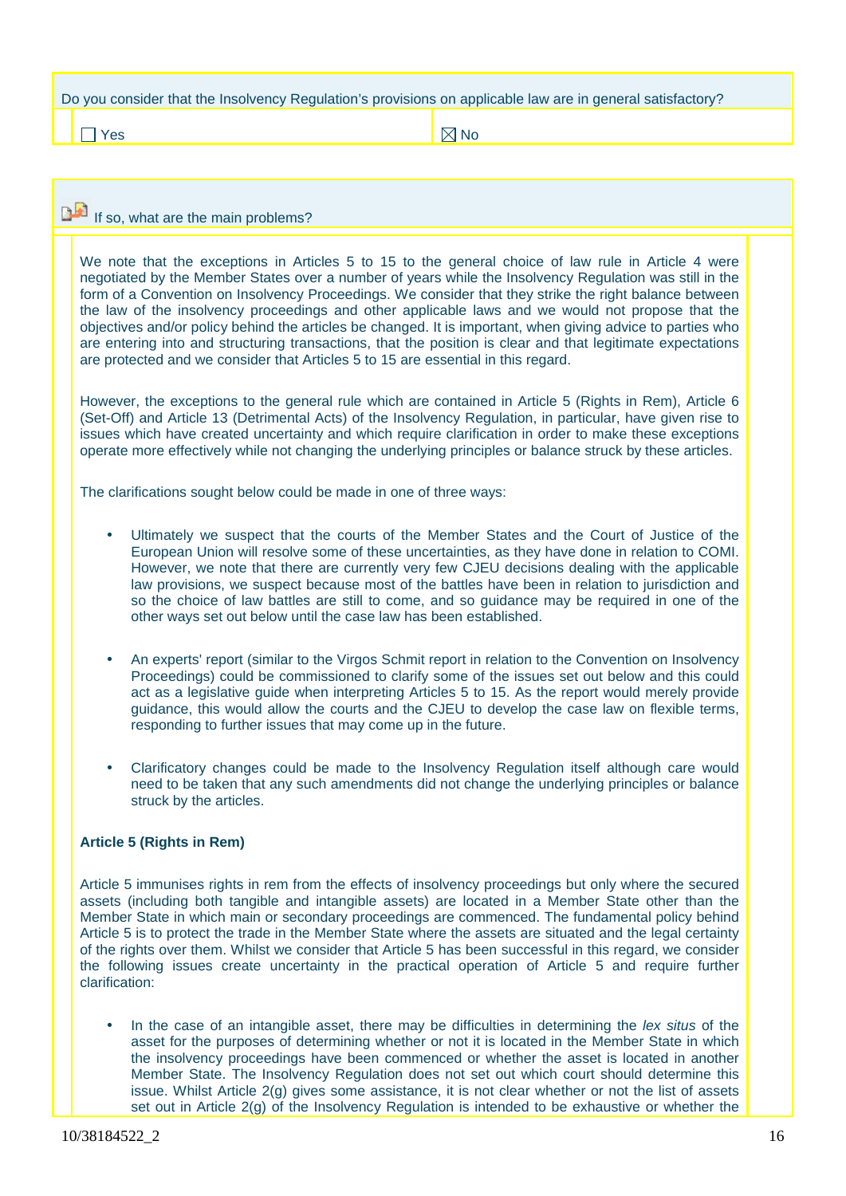| Do you consider that the Insolvency Regulation's provisions on applicable law are in general satisfactory? | |
|---|---|
| ☐ Yes | ☒ No |

If so, what are the main problems?

We note that the exceptions in Articles 5 to 15 to the general choice of law rule in Article 4 were negotiated by the Member States over a number of years while the Insolvency Regulation was still in the form of a Convention on Insolvency Proceedings. We consider that they strike the right balance between the law of the insolvency proceedings and other applicable laws and we would not propose that the objectives and/or policy behind the articles be changed. It is important, when giving advice to parties who are entering into and structuring transactions, that the position is clear and that legitimate expectations are protected and we consider that Articles 5 to 15 are essential in this regard.

However, the exceptions to the general rule which are contained in Article 5 (Rights in Rem), Article 6 (Set-Off) and Article 13 (Detrimental Acts) of the Insolvency Regulation, in particular, have given rise to issues which have created uncertainty and which require clarification in order to make these exceptions operate more effectively while not changing the underlying principles or balance struck by these articles.

The clarifications sought below could be made in one of three ways:

- Ultimately we suspect that the courts of the Member States and the Court of Justice of the European Union will resolve some of these uncertainties, as they have done in relation to COMI. However, we note that there are currently very few CJEU decisions dealing with the applicable law provisions, we suspect because most of the battles have been in relation to jurisdiction and so the choice of law battles are still to come, and so guidance may be required in one of the other ways set out below until the case law has been established.

- An experts' report (similar to the Virgos Schmit report in relation to the Convention on Insolvency Proceedings) could be commissioned to clarify some of the issues set out below and this could act as a legislative guide when interpreting Articles 5 to 15. As the report would merely provide guidance, this would allow the courts and the CJEU to develop the case law on flexible terms, responding to further issues that may come up in the future.

- Clarificatory changes could be made to the Insolvency Regulation itself although care would need to be taken that any such amendments did not change the underlying principles or balance struck by the articles.

**Article 5 (Rights in Rem)**

Article 5 immunises rights in rem from the effects of insolvency proceedings but only where the secured assets (including both tangible and intangible assets) are located in a Member State other than the Member State in which main or secondary proceedings are commenced. The fundamental policy behind Article 5 is to protect the trade in the Member State where the assets are situated and the legal certainty of the rights over them. Whilst we consider that Article 5 has been successful in this regard, we consider the following issues create uncertainty in the practical operation of Article 5 and require further clarification:

- In the case of an intangible asset, there may be difficulties in determining the *lex situs* of the asset for the purposes of determining whether or not it is located in the Member State in which the insolvency proceedings have been commenced or whether the asset is located in another Member State. The Insolvency Regulation does not set out which court should determine this issue. Whilst Article 2(g) gives some assistance, it is not clear whether or not the list of assets set out in Article 2(g) of the Insolvency Regulation is intended to be exhaustive or whether the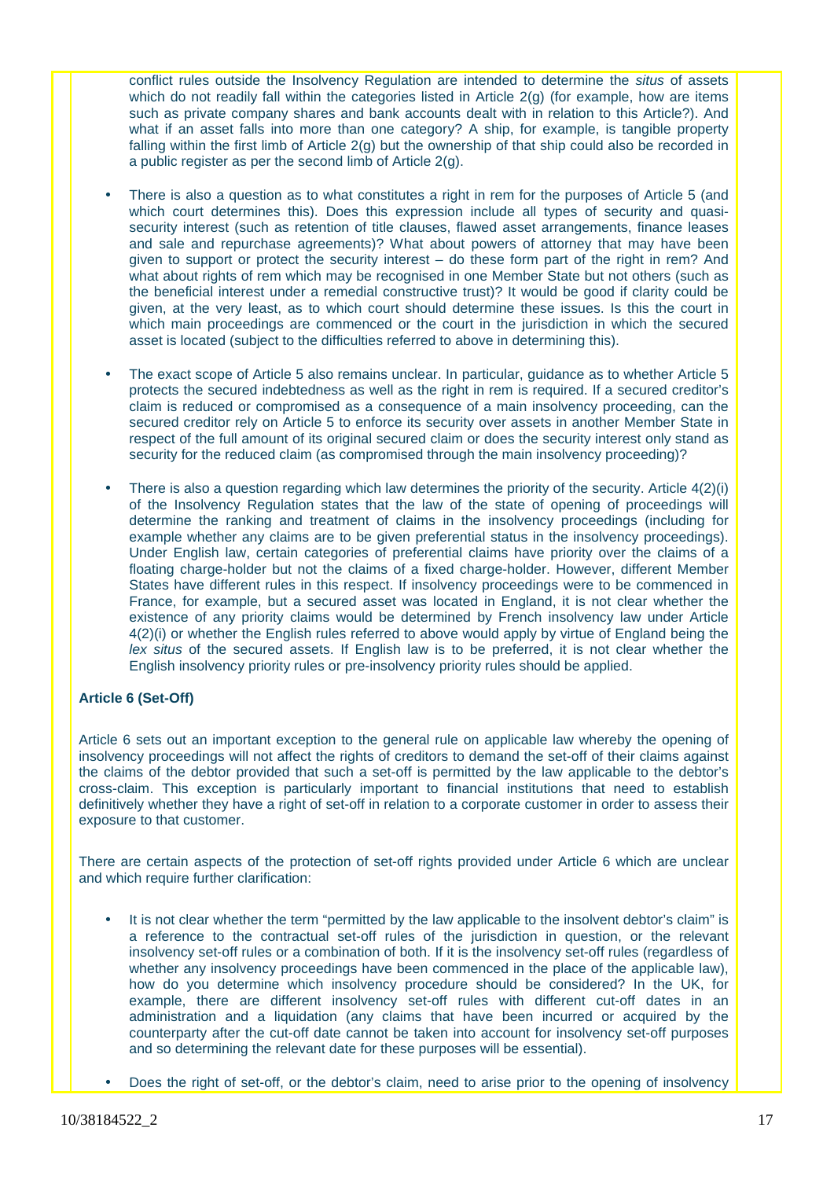conflict rules outside the Insolvency Regulation are intended to determine the *situs* of assets which do not readily fall within the categories listed in Article 2(g) (for example, how are items such as private company shares and bank accounts dealt with in relation to this Article?). And what if an asset falls into more than one category? A ship, for example, is tangible property falling within the first limb of Article 2(g) but the ownership of that ship could also be recorded in a public register as per the second limb of Article 2(g).

- There is also a question as to what constitutes a right in rem for the purposes of Article 5 (and which court determines this). Does this expression include all types of security and quasi-security interest (such as retention of title clauses, flawed asset arrangements, finance leases and sale and repurchase agreements)? What about powers of attorney that may have been given to support or protect the security interest – do these form part of the right in rem? And what about rights of rem which may be recognised in one Member State but not others (such as the beneficial interest under a remedial constructive trust)? It would be good if clarity could be given, at the very least, as to which court should determine these issues. Is this the court in which main proceedings are commenced or the court in the jurisdiction in which the secured asset is located (subject to the difficulties referred to above in determining this).

- The exact scope of Article 5 also remains unclear. In particular, guidance as to whether Article 5 protects the secured indebtedness as well as the right in rem is required. If a secured creditor's claim is reduced or compromised as a consequence of a main insolvency proceeding, can the secured creditor rely on Article 5 to enforce its security over assets in another Member State in respect of the full amount of its original secured claim or does the security interest only stand as security for the reduced claim (as compromised through the main insolvency proceeding)?

- There is also a question regarding which law determines the priority of the security. Article 4(2)(i) of the Insolvency Regulation states that the law of the state of opening of proceedings will determine the ranking and treatment of claims in the insolvency proceedings (including for example whether any claims are to be given preferential status in the insolvency proceedings). Under English law, certain categories of preferential claims have priority over the claims of a floating charge-holder but not the claims of a fixed charge-holder. However, different Member States have different rules in this respect. If insolvency proceedings were to be commenced in France, for example, but a secured asset was located in England, it is not clear whether the existence of any priority claims would be determined by French insolvency law under Article 4(2)(i) or whether the English rules referred to above would apply by virtue of England being the *lex situs* of the secured assets. If English law is to be preferred, it is not clear whether the English insolvency priority rules or pre-insolvency priority rules should be applied.

**Article 6 (Set-Off)**

Article 6 sets out an important exception to the general rule on applicable law whereby the opening of insolvency proceedings will not affect the rights of creditors to demand the set-off of their claims against the claims of the debtor provided that such a set-off is permitted by the law applicable to the debtor's cross-claim. This exception is particularly important to financial institutions that need to establish definitively whether they have a right of set-off in relation to a corporate customer in order to assess their exposure to that customer.

There are certain aspects of the protection of set-off rights provided under Article 6 which are unclear and which require further clarification:

- It is not clear whether the term "permitted by the law applicable to the insolvent debtor's claim" is a reference to the contractual set-off rules of the jurisdiction in question, or the relevant insolvency set-off rules or a combination of both. If it is the insolvency set-off rules (regardless of whether any insolvency proceedings have been commenced in the place of the applicable law), how do you determine which insolvency procedure should be considered? In the UK, for example, there are different insolvency set-off rules with different cut-off dates in an administration and a liquidation (any claims that have been incurred or acquired by the counterparty after the cut-off date cannot be taken into account for insolvency set-off purposes and so determining the relevant date for these purposes will be essential).

- Does the right of set-off, or the debtor's claim, need to arise prior to the opening of insolvency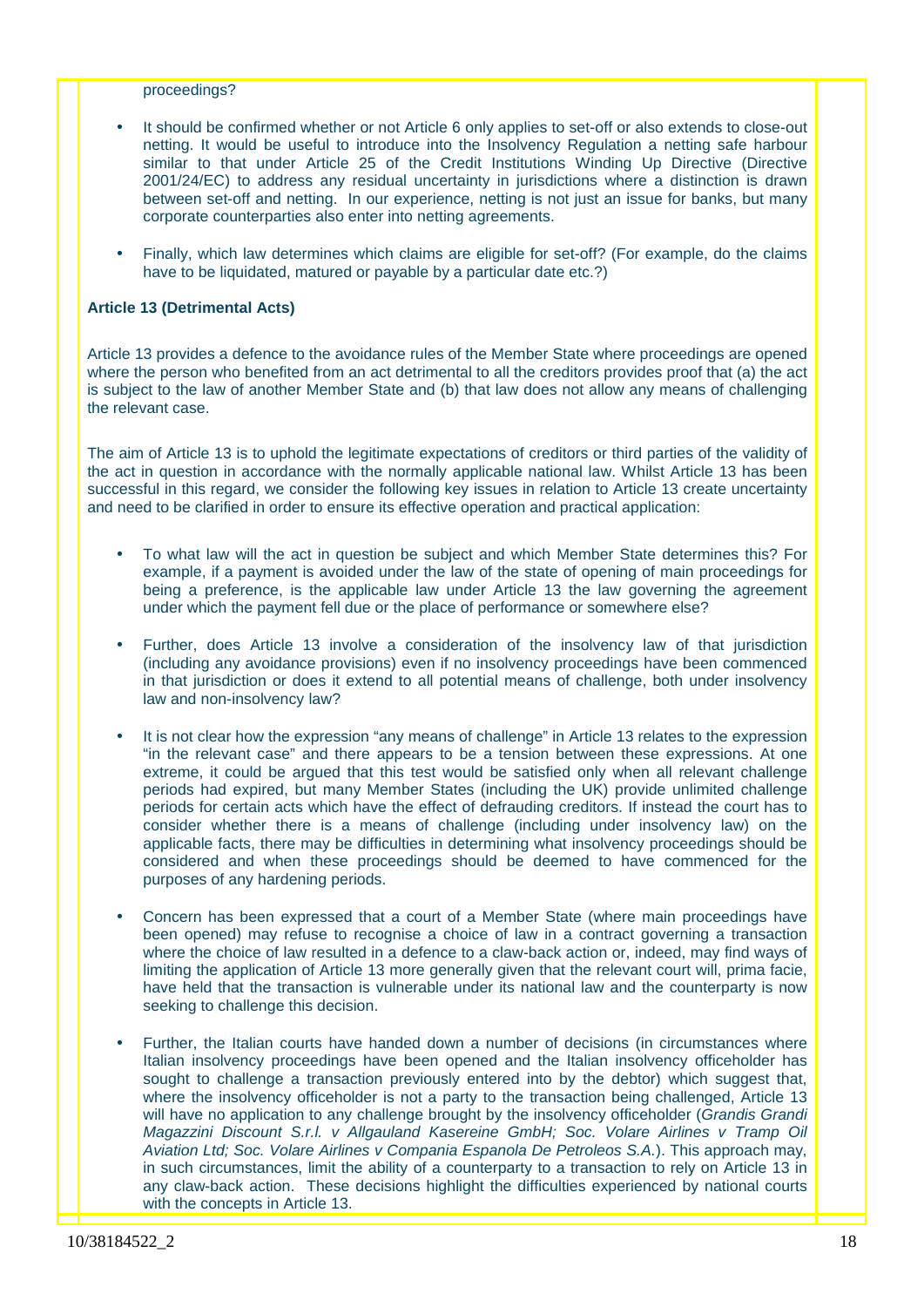proceedings?

- It should be confirmed whether or not Article 6 only applies to set-off or also extends to close-out netting. It would be useful to introduce into the Insolvency Regulation a netting safe harbour similar to that under Article 25 of the Credit Institutions Winding Up Directive (Directive 2001/24/EC) to address any residual uncertainty in jurisdictions where a distinction is drawn between set-off and netting. In our experience, netting is not just an issue for banks, but many corporate counterparties also enter into netting agreements.

- Finally, which law determines which claims are eligible for set-off? (For example, do the claims have to be liquidated, matured or payable by a particular date etc.?)

**Article 13 (Detrimental Acts)**

Article 13 provides a defence to the avoidance rules of the Member State where proceedings are opened where the person who benefited from an act detrimental to all the creditors provides proof that (a) the act is subject to the law of another Member State and (b) that law does not allow any means of challenging the relevant case.

The aim of Article 13 is to uphold the legitimate expectations of creditors or third parties of the validity of the act in question in accordance with the normally applicable national law. Whilst Article 13 has been successful in this regard, we consider the following key issues in relation to Article 13 create uncertainty and need to be clarified in order to ensure its effective operation and practical application:

- To what law will the act in question be subject and which Member State determines this? For example, if a payment is avoided under the law of the state of opening of main proceedings for being a preference, is the applicable law under Article 13 the law governing the agreement under which the payment fell due or the place of performance or somewhere else?

- Further, does Article 13 involve a consideration of the insolvency law of that jurisdiction (including any avoidance provisions) even if no insolvency proceedings have been commenced in that jurisdiction or does it extend to all potential means of challenge, both under insolvency law and non-insolvency law?

- It is not clear how the expression "any means of challenge" in Article 13 relates to the expression "in the relevant case" and there appears to be a tension between these expressions. At one extreme, it could be argued that this test would be satisfied only when all relevant challenge periods had expired, but many Member States (including the UK) provide unlimited challenge periods for certain acts which have the effect of defrauding creditors. If instead the court has to consider whether there is a means of challenge (including under insolvency law) on the applicable facts, there may be difficulties in determining what insolvency proceedings should be considered and when these proceedings should be deemed to have commenced for the purposes of any hardening periods.

- Concern has been expressed that a court of a Member State (where main proceedings have been opened) may refuse to recognise a choice of law in a contract governing a transaction where the choice of law resulted in a defence to a claw-back action or, indeed, may find ways of limiting the application of Article 13 more generally given that the relevant court will, prima facie, have held that the transaction is vulnerable under its national law and the counterparty is now seeking to challenge this decision.

- Further, the Italian courts have handed down a number of decisions (in circumstances where Italian insolvency proceedings have been opened and the Italian insolvency officeholder has sought to challenge a transaction previously entered into by the debtor) which suggest that, where the insolvency officeholder is not a party to the transaction being challenged, Article 13 will have no application to any challenge brought by the insolvency officeholder (*Grandis Grandi Magazzini Discount S.r.l. v Allgauland Kasereine GmbH; Soc. Volare Airlines v Tramp Oil Aviation Ltd; Soc. Volare Airlines v Compania Espanola De Petroleos S.A.*). This approach may, in such circumstances, limit the ability of a counterparty to a transaction to rely on Article 13 in any claw-back action. These decisions highlight the difficulties experienced by national courts with the concepts in Article 13.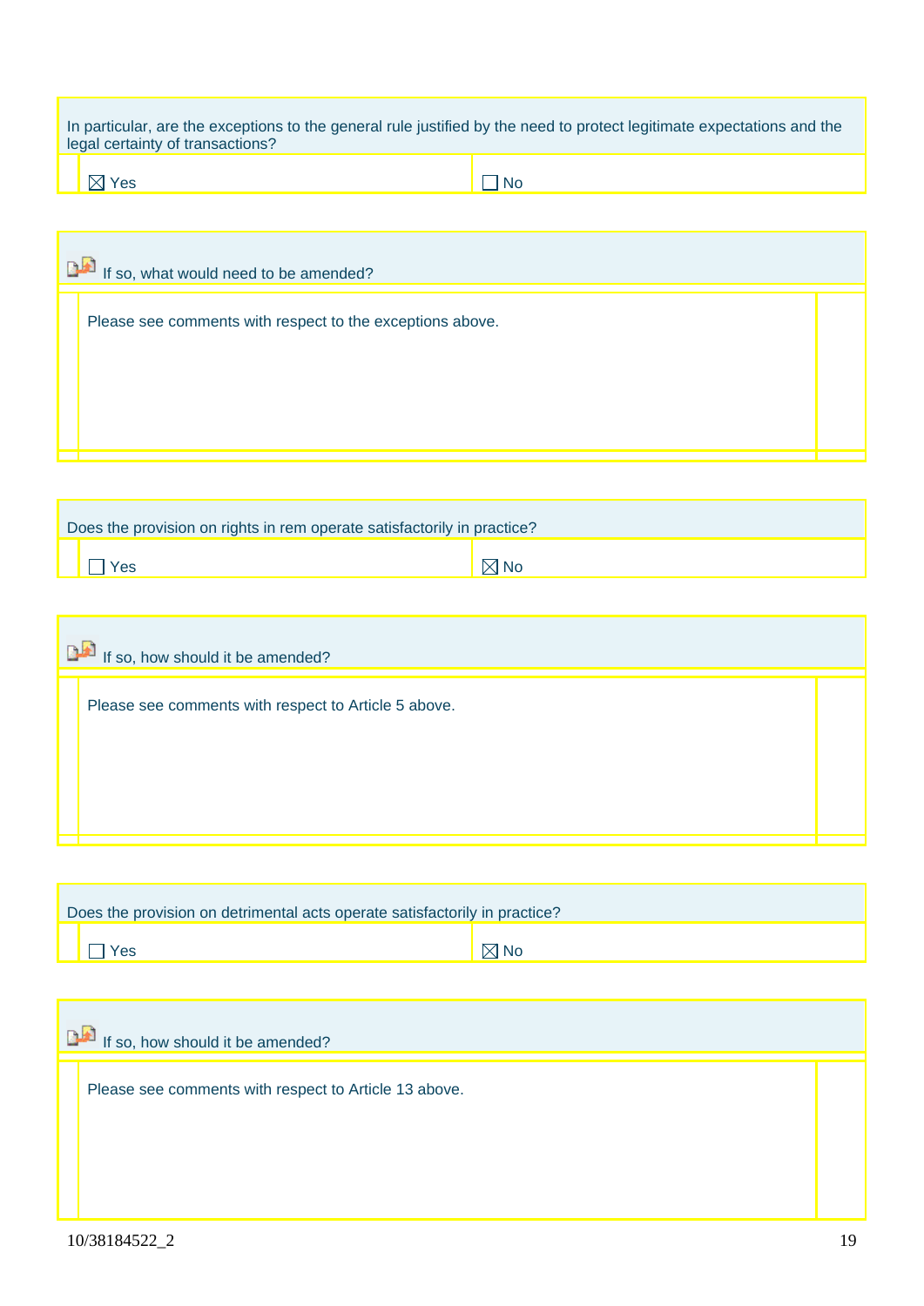| In particular, are the exceptions to the general rule justified by the need to protect legitimate expectations and the legal certainty of transactions? | |
|---|---|
| ☒ Yes | ☐ No |

| If so, what would need to be amended? |
|---|
| Please see comments with respect to the exceptions above. |

| Does the provision on rights in rem operate satisfactorily in practice? | |
|---|---|
| ☐ Yes | ☒ No |

| If so, how should it be amended? |
|---|
| Please see comments with respect to Article 5 above. |

| Does the provision on detrimental acts operate satisfactorily in practice? | |
|---|---|
| ☐ Yes | ☒ No |

| If so, how should it be amended? |
|---|
| Please see comments with respect to Article 13 above. |

10/38184522_2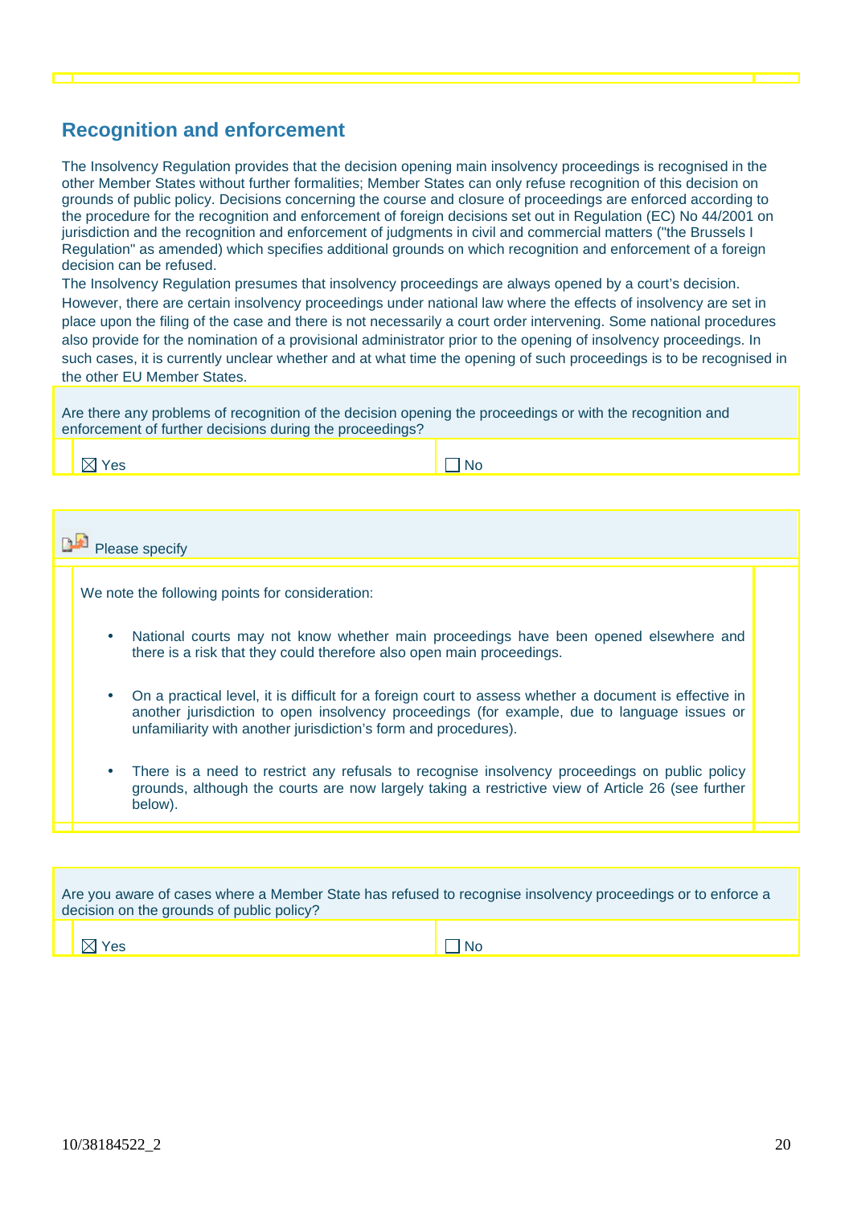## Recognition and enforcement

The Insolvency Regulation provides that the decision opening main insolvency proceedings is recognised in the other Member States without further formalities; Member States can only refuse recognition of this decision on grounds of public policy. Decisions concerning the course and closure of proceedings are enforced according to the procedure for the recognition and enforcement of foreign decisions set out in Regulation (EC) No 44/2001 on jurisdiction and the recognition and enforcement of judgments in civil and commercial matters ("the Brussels I Regulation" as amended) which specifies additional grounds on which recognition and enforcement of a foreign decision can be refused.

The Insolvency Regulation presumes that insolvency proceedings are always opened by a court's decision. However, there are certain insolvency proceedings under national law where the effects of insolvency are set in place upon the filing of the case and there is not necessarily a court order intervening. Some national procedures also provide for the nomination of a provisional administrator prior to the opening of insolvency proceedings. In such cases, it is currently unclear whether and at what time the opening of such proceedings is to be recognised in the other EU Member States.

| Are there any problems of recognition of the decision opening the proceedings or with the recognition and enforcement of further decisions during the proceedings? | |
|---|---|
| ☒ Yes | ☐ No |

Please specify

We note the following points for consideration:

- National courts may not know whether main proceedings have been opened elsewhere and there is a risk that they could therefore also open main proceedings.
- On a practical level, it is difficult for a foreign court to assess whether a document is effective in another jurisdiction to open insolvency proceedings (for example, due to language issues or unfamiliarity with another jurisdiction's form and procedures).
- There is a need to restrict any refusals to recognise insolvency proceedings on public policy grounds, although the courts are now largely taking a restrictive view of Article 26 (see further below).

| Are you aware of cases where a Member State has refused to recognise insolvency proceedings or to enforce a decision on the grounds of public policy? | |
|---|---|
| ☒ Yes | ☐ No |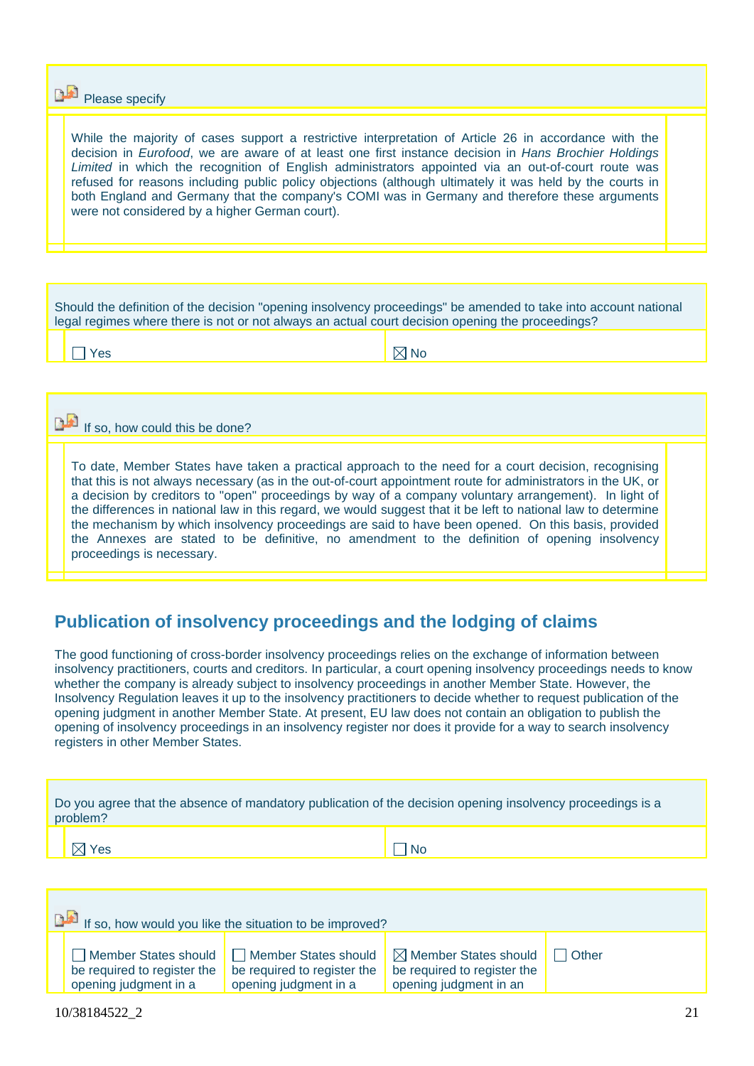Please specify

While the majority of cases support a restrictive interpretation of Article 26 in accordance with the decision in *Eurofood*, we are aware of at least one first instance decision in *Hans Brochier Holdings Limited* in which the recognition of English administrators appointed via an out-of-court route was refused for reasons including public policy objections (although ultimately it was held by the courts in both England and Germany that the company's COMI was in Germany and therefore these arguments were not considered by a higher German court).

Should the definition of the decision "opening insolvency proceedings" be amended to take into account national legal regimes where there is not or not always an actual court decision opening the proceedings?

☐ Yes ☒ No

If so, how could this be done?

To date, Member States have taken a practical approach to the need for a court decision, recognising that this is not always necessary (as in the out-of-court appointment route for administrators in the UK, or a decision by creditors to "open" proceedings by way of a company voluntary arrangement). In light of the differences in national law in this regard, we would suggest that it be left to national law to determine the mechanism by which insolvency proceedings are said to have been opened. On this basis, provided the Annexes are stated to be definitive, no amendment to the definition of opening insolvency proceedings is necessary.

## Publication of insolvency proceedings and the lodging of claims

The good functioning of cross-border insolvency proceedings relies on the exchange of information between insolvency practitioners, courts and creditors. In particular, a court opening insolvency proceedings needs to know whether the company is already subject to insolvency proceedings in another Member State. However, the Insolvency Regulation leaves it up to the insolvency practitioners to decide whether to request publication of the opening judgment in another Member State. At present, EU law does not contain an obligation to publish the opening of insolvency proceedings in an insolvency register nor does it provide for a way to search insolvency registers in other Member States.

Do you agree that the absence of mandatory publication of the decision opening insolvency proceedings is a problem?

☒ Yes ☐ No

If so, how would you like the situation to be improved?

| ☐ Member States should be required to register the opening judgment in a | ☐ Member States should be required to register the opening judgment in a | ☒ Member States should be required to register the opening judgment in an | ☐ Other |
|---|---|---|---|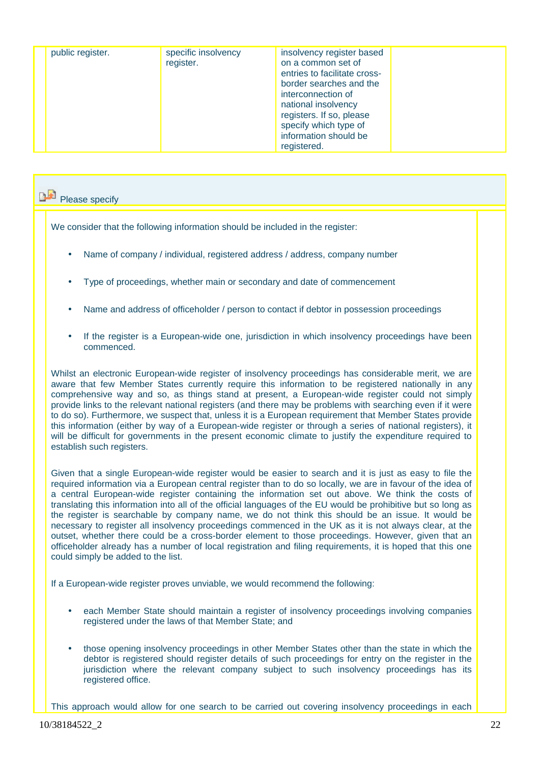| public register. | specific insolvency register. | insolvency register based on a common set of entries to facilitate cross-border searches and the interconnection of national insolvency registers. If so, please specify which type of information should be registered. | |
|---|---|---|---|

Please specify

We consider that the following information should be included in the register:

- Name of company / individual, registered address / address, company number
- Type of proceedings, whether main or secondary and date of commencement
- Name and address of officeholder / person to contact if debtor in possession proceedings
- If the register is a European-wide one, jurisdiction in which insolvency proceedings have been commenced.

Whilst an electronic European-wide register of insolvency proceedings has considerable merit, we are aware that few Member States currently require this information to be registered nationally in any comprehensive way and so, as things stand at present, a European-wide register could not simply provide links to the relevant national registers (and there may be problems with searching even if it were to do so). Furthermore, we suspect that, unless it is a European requirement that Member States provide this information (either by way of a European-wide register or through a series of national registers), it will be difficult for governments in the present economic climate to justify the expenditure required to establish such registers.

Given that a single European-wide register would be easier to search and it is just as easy to file the required information via a European central register than to do so locally, we are in favour of the idea of a central European-wide register containing the information set out above. We think the costs of translating this information into all of the official languages of the EU would be prohibitive but so long as the register is searchable by company name, we do not think this should be an issue. It would be necessary to register all insolvency proceedings commenced in the UK as it is not always clear, at the outset, whether there could be a cross-border element to those proceedings. However, given that an officeholder already has a number of local registration and filing requirements, it is hoped that this one could simply be added to the list.

If a European-wide register proves unviable, we would recommend the following:

- each Member State should maintain a register of insolvency proceedings involving companies registered under the laws of that Member State; and
- those opening insolvency proceedings in other Member States other than the state in which the debtor is registered should register details of such proceedings for entry on the register in the jurisdiction where the relevant company subject to such insolvency proceedings has its registered office.

This approach would allow for one search to be carried out covering insolvency proceedings in each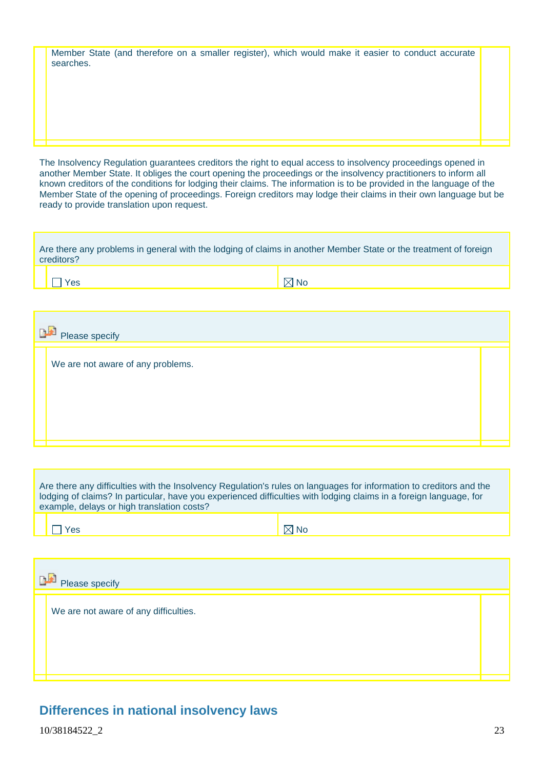Member State (and therefore on a smaller register), which would make it easier to conduct accurate searches.

The Insolvency Regulation guarantees creditors the right to equal access to insolvency proceedings opened in another Member State. It obliges the court opening the proceedings or the insolvency practitioners to inform all known creditors of the conditions for lodging their claims. The information is to be provided in the language of the Member State of the opening of proceedings. Foreign creditors may lodge their claims in their own language but be ready to provide translation upon request.

Are there any problems in general with the lodging of claims in another Member State or the treatment of foreign creditors?

☐ Yes ☒ No

Please specify

We are not aware of any problems.

Are there any difficulties with the Insolvency Regulation's rules on languages for information to creditors and the lodging of claims? In particular, have you experienced difficulties with lodging claims in a foreign language, for example, delays or high translation costs?

☐ Yes ☒ No

Please specify

We are not aware of any difficulties.

## Differences in national insolvency laws

10/38184522_2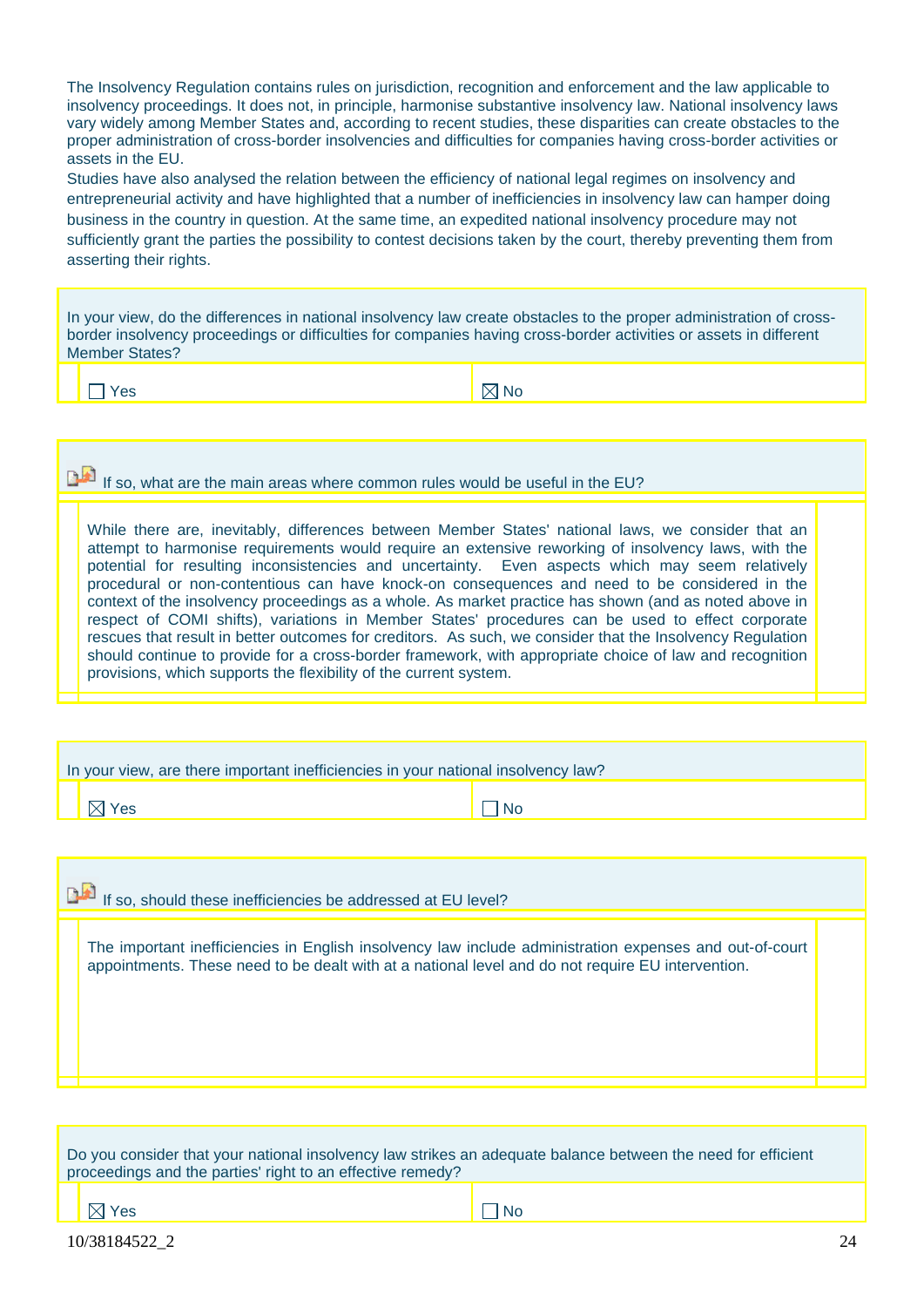The Insolvency Regulation contains rules on jurisdiction, recognition and enforcement and the law applicable to insolvency proceedings. It does not, in principle, harmonise substantive insolvency law. National insolvency laws vary widely among Member States and, according to recent studies, these disparities can create obstacles to the proper administration of cross-border insolvencies and difficulties for companies having cross-border activities or assets in the EU.

Studies have also analysed the relation between the efficiency of national legal regimes on insolvency and entrepreneurial activity and have highlighted that a number of inefficiencies in insolvency law can hamper doing business in the country in question. At the same time, an expedited national insolvency procedure may not sufficiently grant the parties the possibility to contest decisions taken by the court, thereby preventing them from asserting their rights.

In your view, do the differences in national insolvency law create obstacles to the proper administration of cross-border insolvency proceedings or difficulties for companies having cross-border activities or assets in different Member States?

- [ ] Yes
- [x] No

If so, what are the main areas where common rules would be useful in the EU?

While there are, inevitably, differences between Member States' national laws, we consider that an attempt to harmonise requirements would require an extensive reworking of insolvency laws, with the potential for resulting inconsistencies and uncertainty. Even aspects which may seem relatively procedural or non-contentious can have knock-on consequences and need to be considered in the context of the insolvency proceedings as a whole. As market practice has shown (and as noted above in respect of COMI shifts), variations in Member States' procedures can be used to effect corporate rescues that result in better outcomes for creditors. As such, we consider that the Insolvency Regulation should continue to provide for a cross-border framework, with appropriate choice of law and recognition provisions, which supports the flexibility of the current system.

In your view, are there important inefficiencies in your national insolvency law?

- [x] Yes
- [ ] No

If so, should these inefficiencies be addressed at EU level?

The important inefficiencies in English insolvency law include administration expenses and out-of-court appointments. These need to be dealt with at a national level and do not require EU intervention.

Do you consider that your national insolvency law strikes an adequate balance between the need for efficient proceedings and the parties' right to an effective remedy?

- [x] Yes
- [ ] No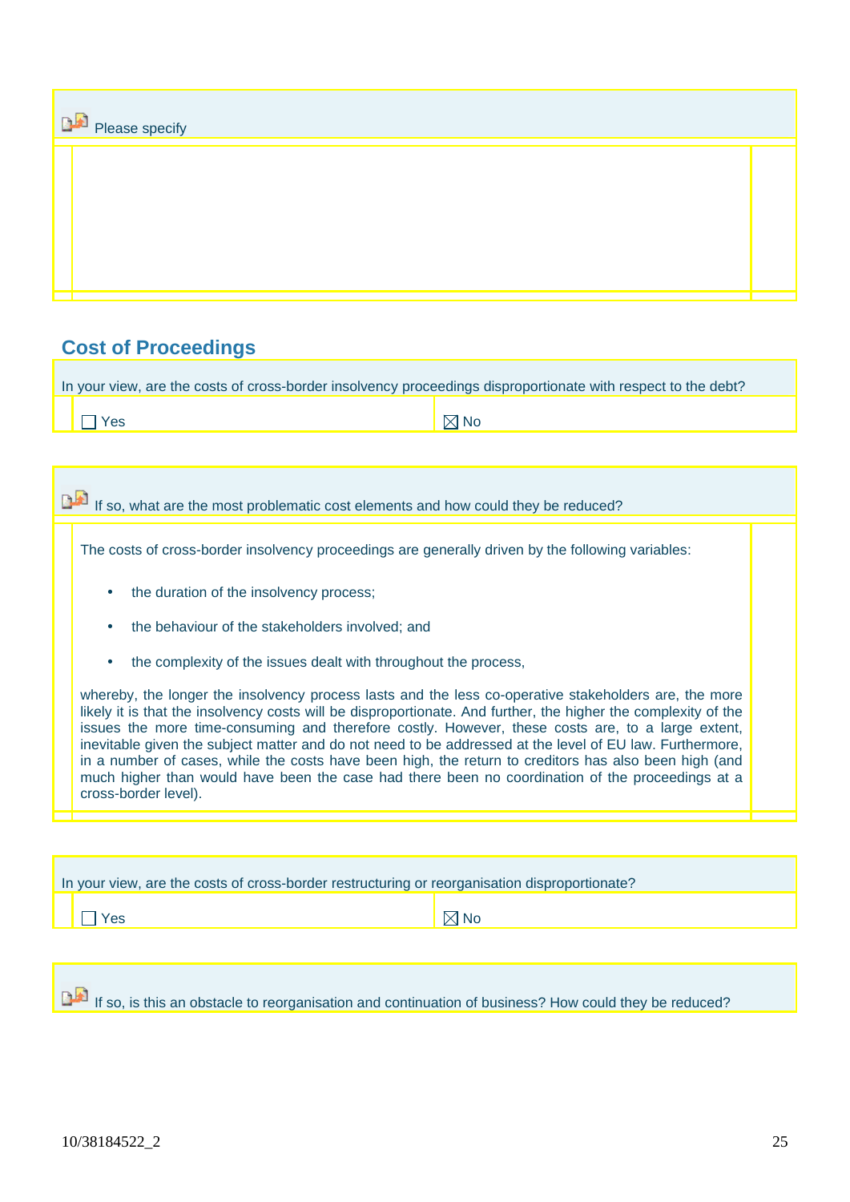Please specify

## Cost of Proceedings

In your view, are the costs of cross-border insolvency proceedings disproportionate with respect to the debt?

☐ Yes ☒ No

If so, what are the most problematic cost elements and how could they be reduced?

The costs of cross-border insolvency proceedings are generally driven by the following variables:

- the duration of the insolvency process;
- the behaviour of the stakeholders involved; and
- the complexity of the issues dealt with throughout the process,

whereby, the longer the insolvency process lasts and the less co-operative stakeholders are, the more likely it is that the insolvency costs will be disproportionate. And further, the higher the complexity of the issues the more time-consuming and therefore costly. However, these costs are, to a large extent, inevitable given the subject matter and do not need to be addressed at the level of EU law. Furthermore, in a number of cases, while the costs have been high, the return to creditors has also been high (and much higher than would have been the case had there been no coordination of the proceedings at a cross-border level).

In your view, are the costs of cross-border restructuring or reorganisation disproportionate?

☐ Yes ☒ No

If so, is this an obstacle to reorganisation and continuation of business? How could they be reduced?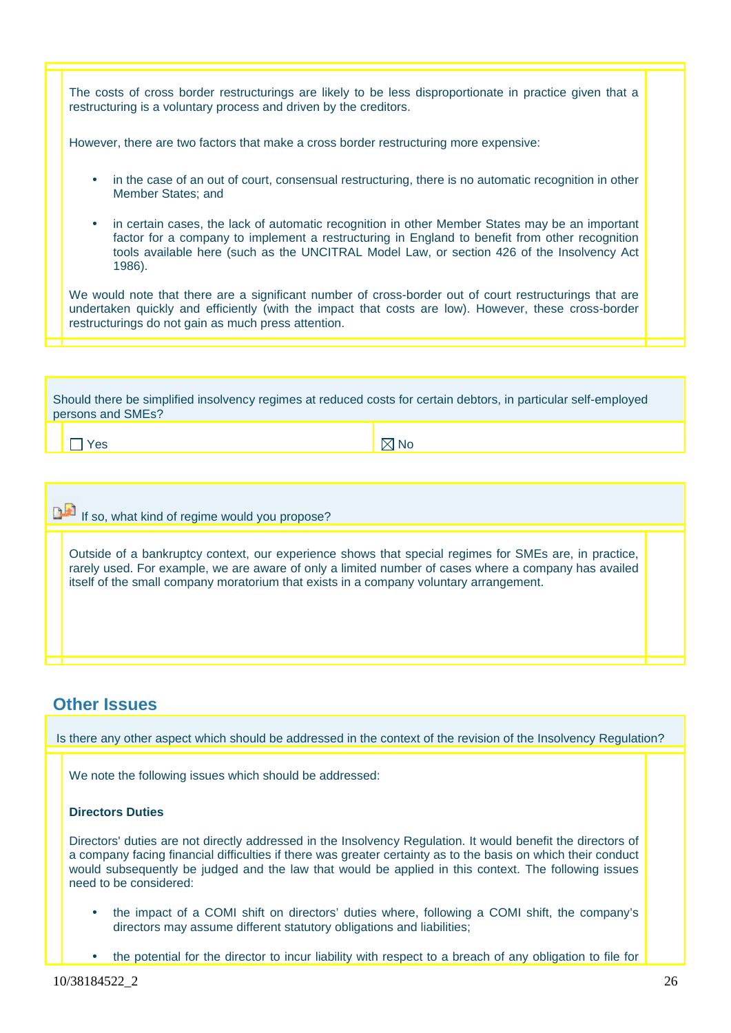The costs of cross border restructurings are likely to be less disproportionate in practice given that a restructuring is a voluntary process and driven by the creditors.

However, there are two factors that make a cross border restructuring more expensive:

- in the case of an out of court, consensual restructuring, there is no automatic recognition in other Member States; and
- in certain cases, the lack of automatic recognition in other Member States may be an important factor for a company to implement a restructuring in England to benefit from other recognition tools available here (such as the UNCITRAL Model Law, or section 426 of the Insolvency Act 1986).

We would note that there are a significant number of cross-border out of court restructurings that are undertaken quickly and efficiently (with the impact that costs are low). However, these cross-border restructurings do not gain as much press attention.

Should there be simplified insolvency regimes at reduced costs for certain debtors, in particular self-employed persons and SMEs?

☐ Yes ☒ No

If so, what kind of regime would you propose?

Outside of a bankruptcy context, our experience shows that special regimes for SMEs are, in practice, rarely used. For example, we are aware of only a limited number of cases where a company has availed itself of the small company moratorium that exists in a company voluntary arrangement.

## Other Issues

Is there any other aspect which should be addressed in the context of the revision of the Insolvency Regulation?

We note the following issues which should be addressed:

**Directors Duties**

Directors' duties are not directly addressed in the Insolvency Regulation. It would benefit the directors of a company facing financial difficulties if there was greater certainty as to the basis on which their conduct would subsequently be judged and the law that would be applied in this context. The following issues need to be considered:

- the impact of a COMI shift on directors' duties where, following a COMI shift, the company's directors may assume different statutory obligations and liabilities;
- the potential for the director to incur liability with respect to a breach of any obligation to file for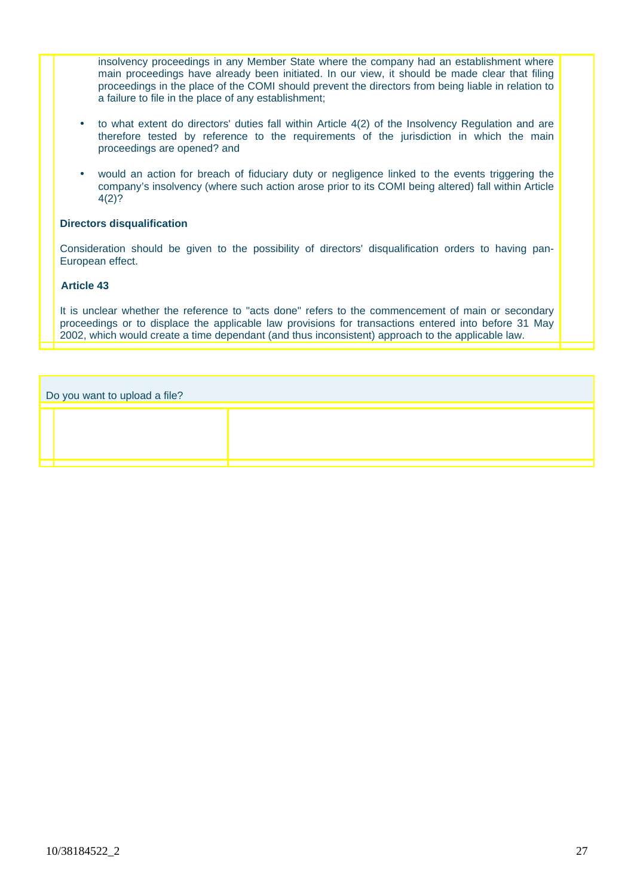insolvency proceedings in any Member State where the company had an establishment where main proceedings have already been initiated. In our view, it should be made clear that filing proceedings in the place of the COMI should prevent the directors from being liable in relation to a failure to file in the place of any establishment;

- to what extent do directors' duties fall within Article 4(2) of the Insolvency Regulation and are therefore tested by reference to the requirements of the jurisdiction in which the main proceedings are opened? and
- would an action for breach of fiduciary duty or negligence linked to the events triggering the company's insolvency (where such action arose prior to its COMI being altered) fall within Article 4(2)?

**Directors disqualification**

Consideration should be given to the possibility of directors' disqualification orders to having pan-European effect.

**Article 43**

It is unclear whether the reference to "acts done" refers to the commencement of main or secondary proceedings or to displace the applicable law provisions for transactions entered into before 31 May 2002, which would create a time dependant (and thus inconsistent) approach to the applicable law.

Do you want to upload a file?

| | |
|---|---|
| | |